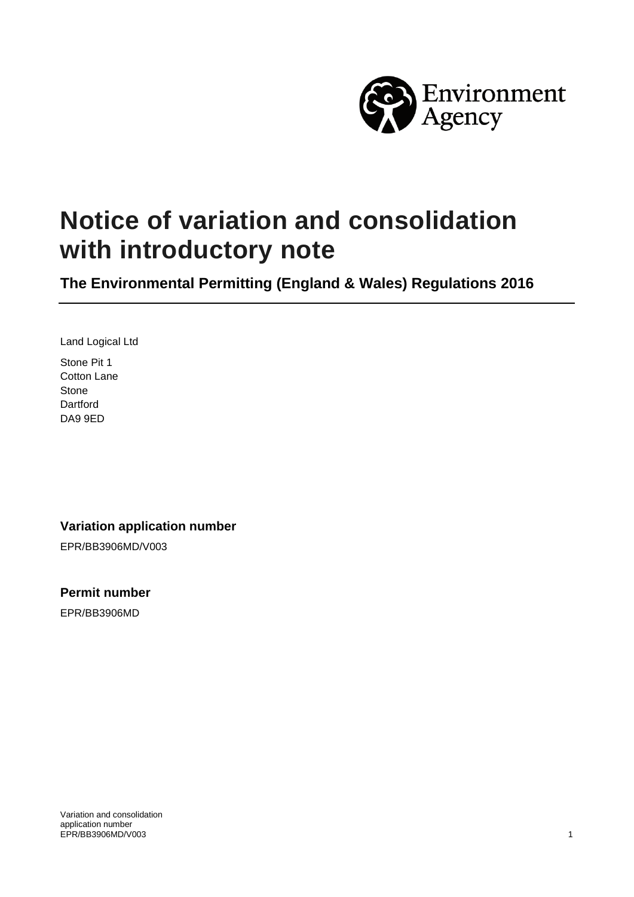# Notice of variation and consolidation with introductory note

## The Environmental Permitting (England & Wales) Regulations 2016

Land Logical Ltd

Stone Pit 1
Cotton Lane
Stone
Dartford
DA9 9ED

### Variation application number

EPR/BB3906MD/V003

### Permit number

EPR/BB3906MD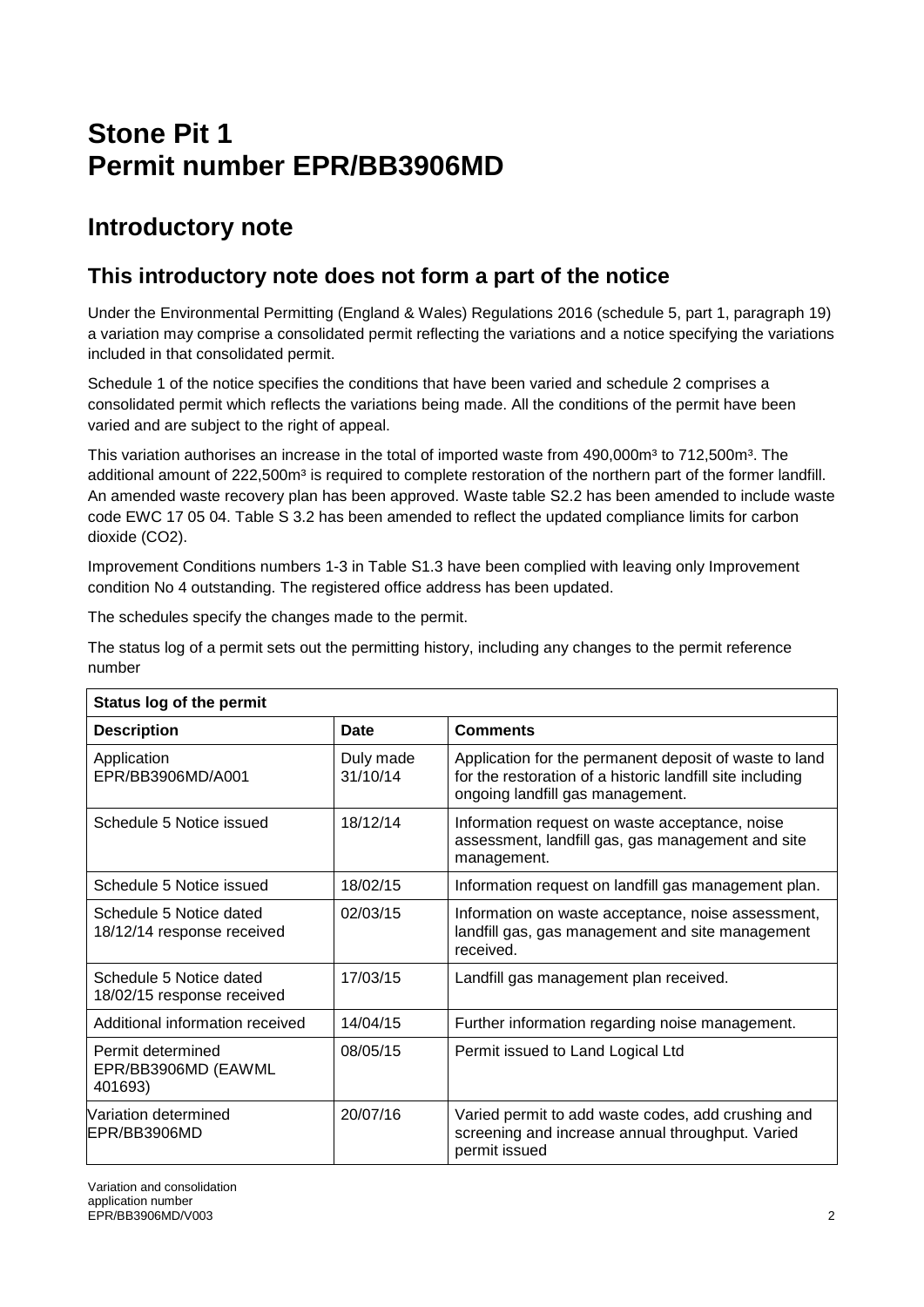# Stone Pit 1
# Permit number EPR/BB3906MD

## Introductory note

### This introductory note does not form a part of the notice

Under the Environmental Permitting (England & Wales) Regulations 2016 (schedule 5, part 1, paragraph 19) a variation may comprise a consolidated permit reflecting the variations and a notice specifying the variations included in that consolidated permit.

Schedule 1 of the notice specifies the conditions that have been varied and schedule 2 comprises a consolidated permit which reflects the variations being made. All the conditions of the permit have been varied and are subject to the right of appeal.

This variation authorises an increase in the total of imported waste from 490,000m³ to 712,500m³. The additional amount of 222,500m³ is required to complete restoration of the northern part of the former landfill. An amended waste recovery plan has been approved. Waste table S2.2 has been amended to include waste code EWC 17 05 04. Table S 3.2 has been amended to reflect the updated compliance limits for carbon dioxide ($CO_2$).

Improvement Conditions numbers 1-3 in Table S1.3 have been complied with leaving only Improvement condition No 4 outstanding. The registered office address has been updated.

The schedules specify the changes made to the permit.

The status log of a permit sets out the permitting history, including any changes to the permit reference number

| Status log of the permit | | |
|---|---|---|
| **Description** | **Date** | **Comments** |
| Application EPR/BB3906MD/A001 | Duly made 31/10/14 | Application for the permanent deposit of waste to land for the restoration of a historic landfill site including ongoing landfill gas management. |
| Schedule 5 Notice issued | 18/12/14 | Information request on waste acceptance, noise assessment, landfill gas, gas management and site management. |
| Schedule 5 Notice issued | 18/02/15 | Information request on landfill gas management plan. |
| Schedule 5 Notice dated 18/12/14 response received | 02/03/15 | Information on waste acceptance, noise assessment, landfill gas, gas management and site management received. |
| Schedule 5 Notice dated 18/02/15 response received | 17/03/15 | Landfill gas management plan received. |
| Additional information received | 14/04/15 | Further information regarding noise management. |
| Permit determined EPR/BB3906MD (EAWML 401693) | 08/05/15 | Permit issued to Land Logical Ltd |
| Variation determined EPR/BB3906MD | 20/07/16 | Varied permit to add waste codes, add crushing and screening and increase annual throughput. Varied permit issued |

Variation and consolidation application number EPR/BB3906MD/V003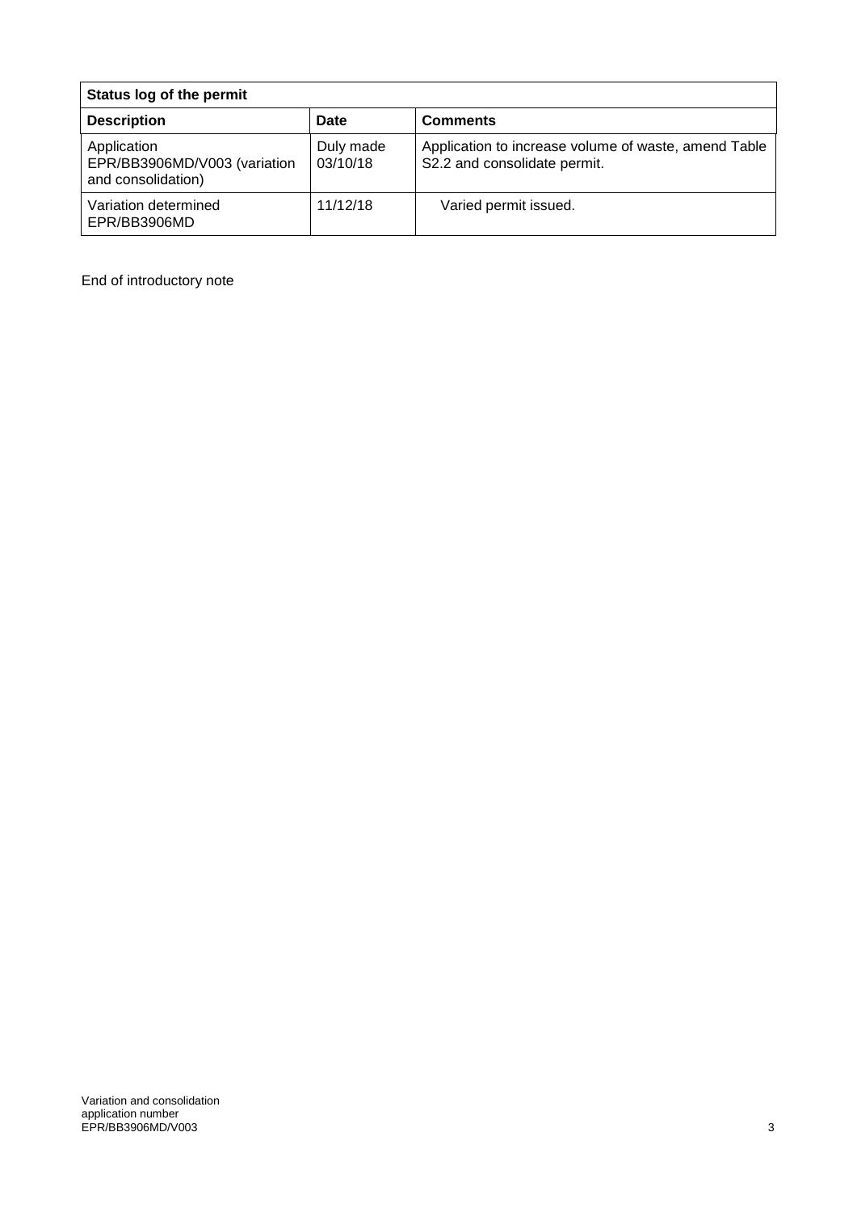| Status log of the permit | | |
|---|---|---|
| **Description** | **Date** | **Comments** |
| Application EPR/BB3906MD/V003 (variation and consolidation) | Duly made 03/10/18 | Application to increase volume of waste, amend Table S2.2 and consolidate permit. |
| Variation determined EPR/BB3906MD | 11/12/18 | Varied permit issued. |

End of introductory note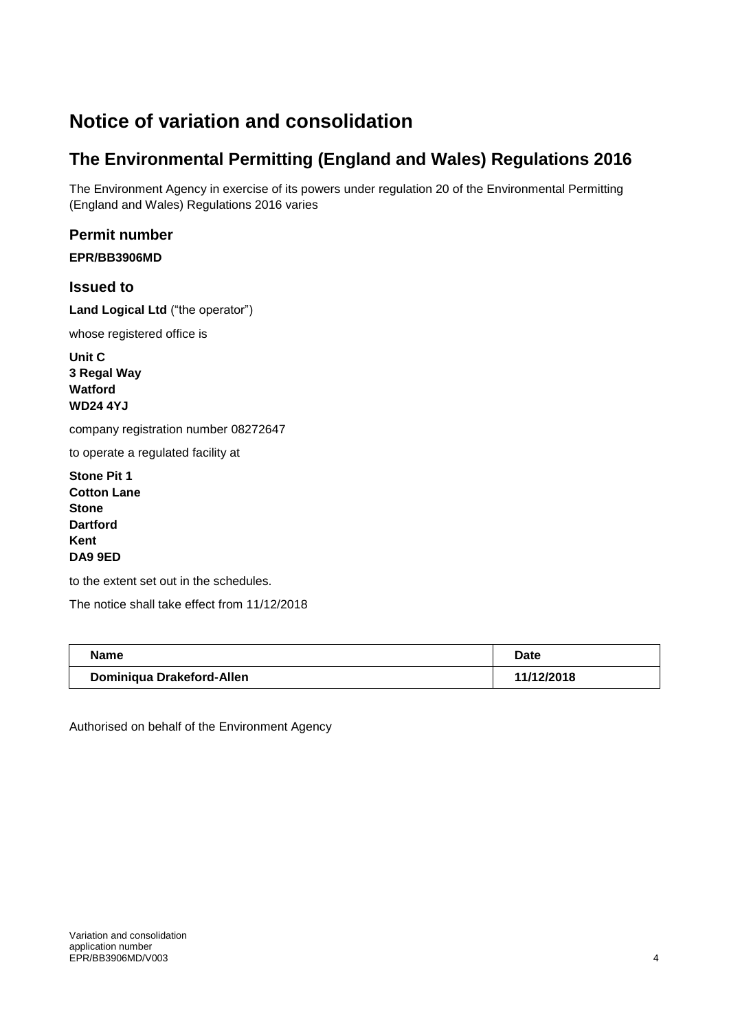# Notice of variation and consolidation

## The Environmental Permitting (England and Wales) Regulations 2016

The Environment Agency in exercise of its powers under regulation 20 of the Environmental Permitting (England and Wales) Regulations 2016 varies

### Permit number

**EPR/BB3906MD**

### Issued to

**Land Logical Ltd** ("the operator")

whose registered office is

**Unit C**
**3 Regal Way**
**Watford**
**WD24 4YJ**

company registration number 08272647

to operate a regulated facility at

**Stone Pit 1**
**Cotton Lane**
**Stone**
**Dartford**
**Kent**
**DA9 9ED**

to the extent set out in the schedules.

The notice shall take effect from 11/12/2018

| Name | Date |
| --- | --- |
| **Dominiqua Drakeford-Allen** | **11/12/2018** |

Authorised on behalf of the Environment Agency

Variation and consolidation application number EPR/BB3906MD/V003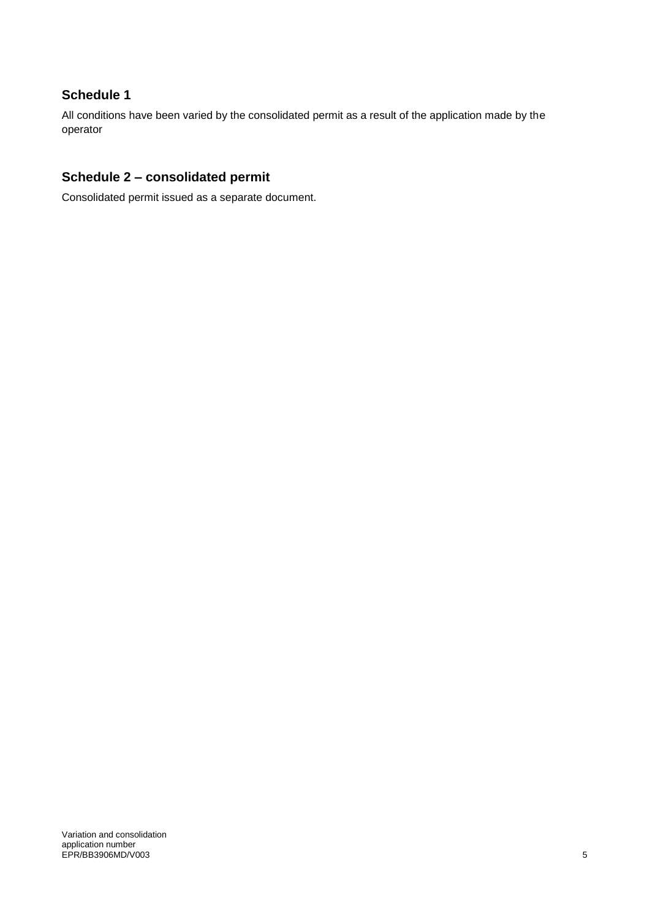## Schedule 1

All conditions have been varied by the consolidated permit as a result of the application made by the operator

## Schedule 2 – consolidated permit

Consolidated permit issued as a separate document.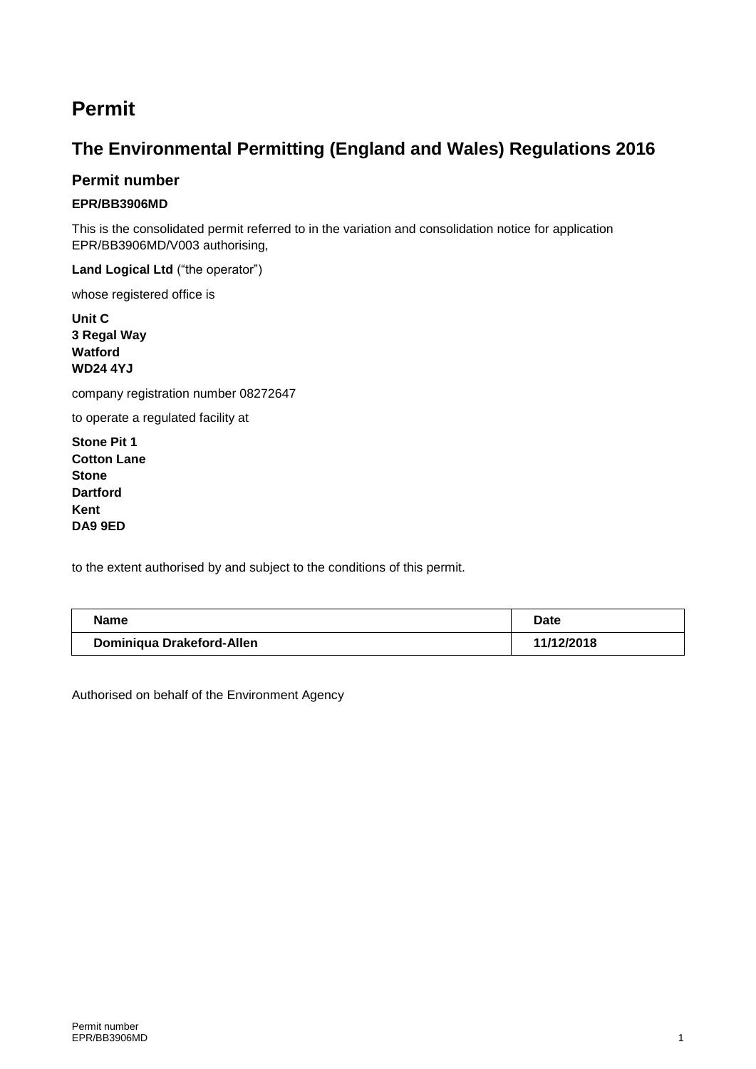# Permit

## The Environmental Permitting (England and Wales) Regulations 2016

### Permit number

**EPR/BB3906MD**

This is the consolidated permit referred to in the variation and consolidation notice for application EPR/BB3906MD/V003 authorising,

**Land Logical Ltd** ("the operator")

whose registered office is

**Unit C**
**3 Regal Way**
**Watford**
**WD24 4YJ**

company registration number 08272647

to operate a regulated facility at

**Stone Pit 1**
**Cotton Lane**
**Stone**
**Dartford**
**Kent**
**DA9 9ED**

to the extent authorised by and subject to the conditions of this permit.

| Name | Date |
|---|---|
| **Dominiqua Drakeford-Allen** | **11/12/2018** |

Authorised on behalf of the Environment Agency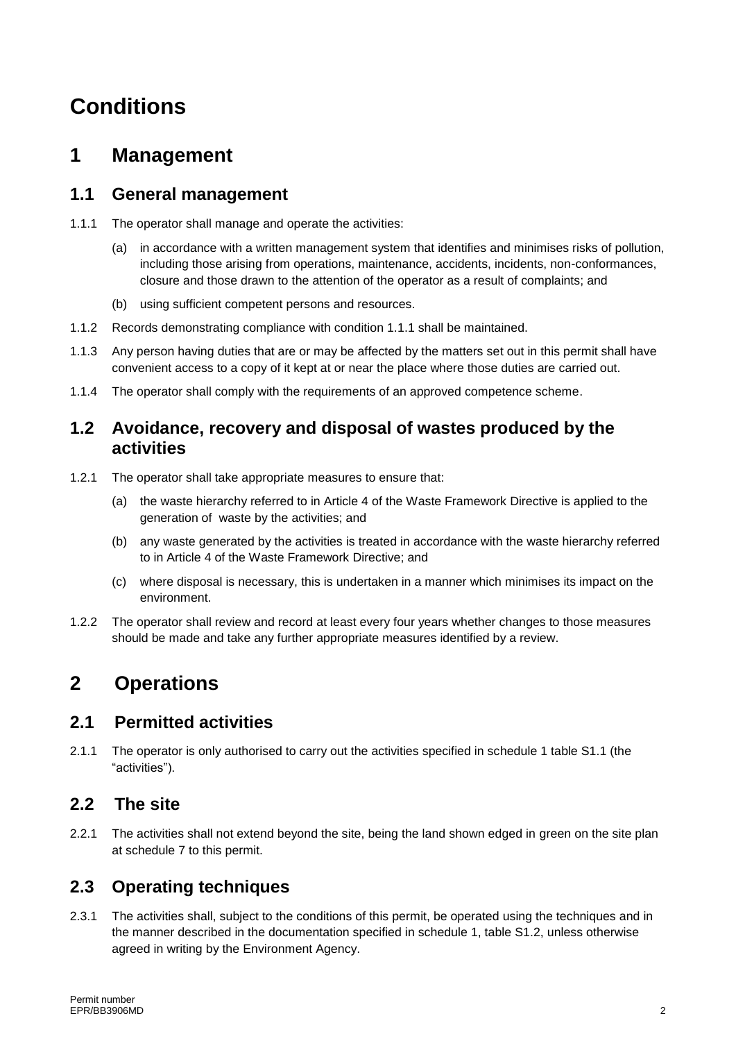# Conditions

## 1 Management

### 1.1 General management

1.1.1 The operator shall manage and operate the activities:

(a) in accordance with a written management system that identifies and minimises risks of pollution, including those arising from operations, maintenance, accidents, incidents, non-conformances, closure and those drawn to the attention of the operator as a result of complaints; and

(b) using sufficient competent persons and resources.

1.1.2 Records demonstrating compliance with condition 1.1.1 shall be maintained.

1.1.3 Any person having duties that are or may be affected by the matters set out in this permit shall have convenient access to a copy of it kept at or near the place where those duties are carried out.

1.1.4 The operator shall comply with the requirements of an approved competence scheme.

### 1.2 Avoidance, recovery and disposal of wastes produced by the activities

1.2.1 The operator shall take appropriate measures to ensure that:

(a) the waste hierarchy referred to in Article 4 of the Waste Framework Directive is applied to the generation of waste by the activities; and

(b) any waste generated by the activities is treated in accordance with the waste hierarchy referred to in Article 4 of the Waste Framework Directive; and

(c) where disposal is necessary, this is undertaken in a manner which minimises its impact on the environment.

1.2.2 The operator shall review and record at least every four years whether changes to those measures should be made and take any further appropriate measures identified by a review.

## 2 Operations

### 2.1 Permitted activities

2.1.1 The operator is only authorised to carry out the activities specified in schedule 1 table S1.1 (the "activities").

### 2.2 The site

2.2.1 The activities shall not extend beyond the site, being the land shown edged in green on the site plan at schedule 7 to this permit.

### 2.3 Operating techniques

2.3.1 The activities shall, subject to the conditions of this permit, be operated using the techniques and in the manner described in the documentation specified in schedule 1, table S1.2, unless otherwise agreed in writing by the Environment Agency.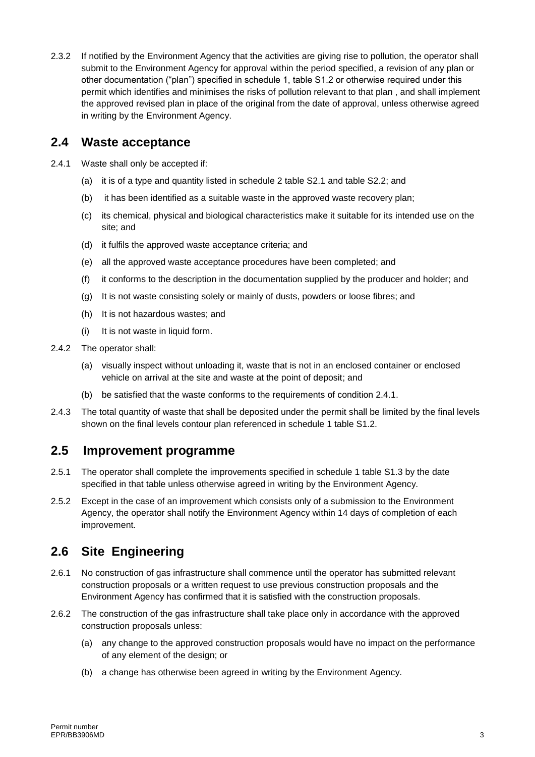2.3.2 If notified by the Environment Agency that the activities are giving rise to pollution, the operator shall submit to the Environment Agency for approval within the period specified, a revision of any plan or other documentation ("plan") specified in schedule 1, table S1.2 or otherwise required under this permit which identifies and minimises the risks of pollution relevant to that plan , and shall implement the approved revised plan in place of the original from the date of approval, unless otherwise agreed in writing by the Environment Agency.

## 2.4 Waste acceptance

2.4.1 Waste shall only be accepted if:

- (a) it is of a type and quantity listed in schedule 2 table S2.1 and table S2.2; and
- (b) it has been identified as a suitable waste in the approved waste recovery plan;
- (c) its chemical, physical and biological characteristics make it suitable for its intended use on the site; and
- (d) it fulfils the approved waste acceptance criteria; and
- (e) all the approved waste acceptance procedures have been completed; and
- (f) it conforms to the description in the documentation supplied by the producer and holder; and
- (g) It is not waste consisting solely or mainly of dusts, powders or loose fibres; and
- (h) It is not hazardous wastes; and
- (i) It is not waste in liquid form.

2.4.2 The operator shall:

- (a) visually inspect without unloading it, waste that is not in an enclosed container or enclosed vehicle on arrival at the site and waste at the point of deposit; and
- (b) be satisfied that the waste conforms to the requirements of condition 2.4.1.

2.4.3 The total quantity of waste that shall be deposited under the permit shall be limited by the final levels shown on the final levels contour plan referenced in schedule 1 table S1.2.

## 2.5 Improvement programme

2.5.1 The operator shall complete the improvements specified in schedule 1 table S1.3 by the date specified in that table unless otherwise agreed in writing by the Environment Agency.

2.5.2 Except in the case of an improvement which consists only of a submission to the Environment Agency, the operator shall notify the Environment Agency within 14 days of completion of each improvement.

## 2.6 Site Engineering

2.6.1 No construction of gas infrastructure shall commence until the operator has submitted relevant construction proposals or a written request to use previous construction proposals and the Environment Agency has confirmed that it is satisfied with the construction proposals.

2.6.2 The construction of the gas infrastructure shall take place only in accordance with the approved construction proposals unless:

- (a) any change to the approved construction proposals would have no impact on the performance of any element of the design; or
- (b) a change has otherwise been agreed in writing by the Environment Agency.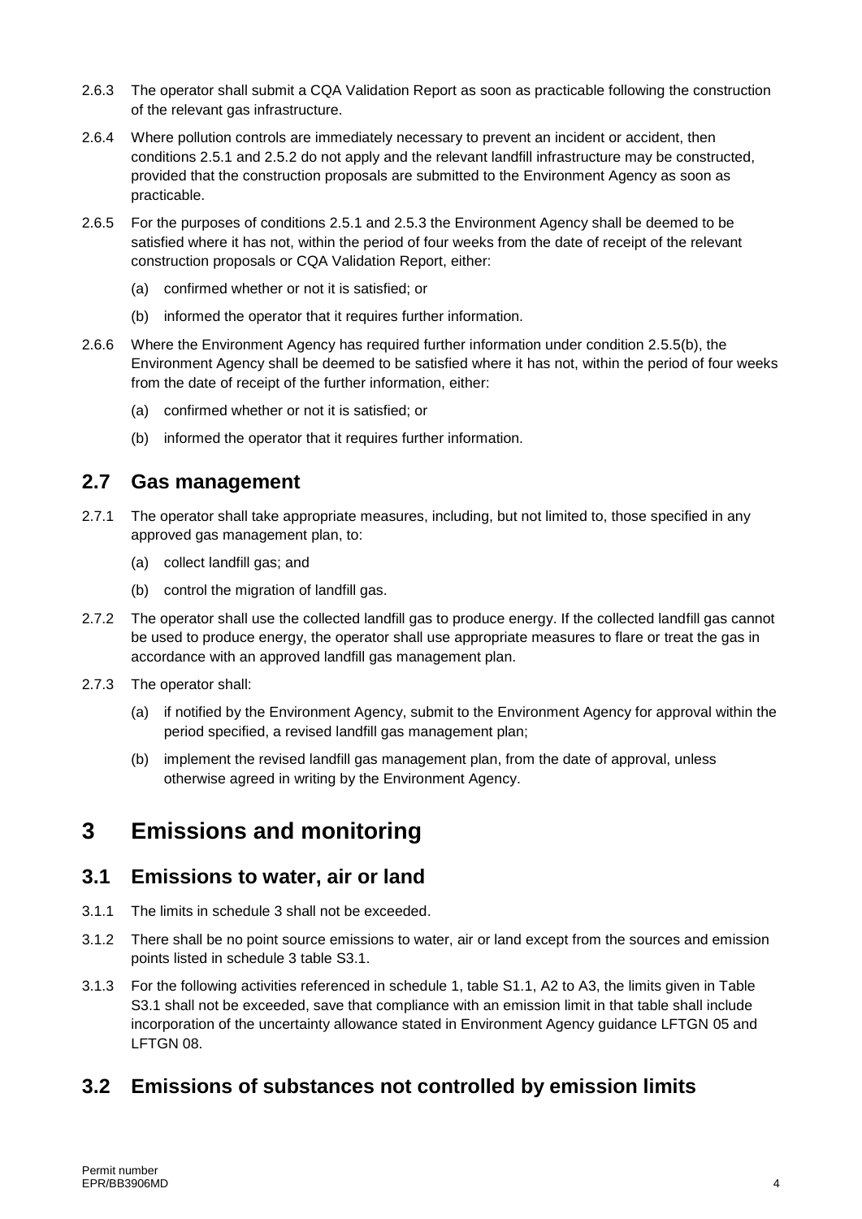2.6.3 The operator shall submit a CQA Validation Report as soon as practicable following the construction of the relevant gas infrastructure.

2.6.4 Where pollution controls are immediately necessary to prevent an incident or accident, then conditions 2.5.1 and 2.5.2 do not apply and the relevant landfill infrastructure may be constructed, provided that the construction proposals are submitted to the Environment Agency as soon as practicable.

2.6.5 For the purposes of conditions 2.5.1 and 2.5.3 the Environment Agency shall be deemed to be satisfied where it has not, within the period of four weeks from the date of receipt of the relevant construction proposals or CQA Validation Report, either:

(a) confirmed whether or not it is satisfied; or

(b) informed the operator that it requires further information.

2.6.6 Where the Environment Agency has required further information under condition 2.5.5(b), the Environment Agency shall be deemed to be satisfied where it has not, within the period of four weeks from the date of receipt of the further information, either:

(a) confirmed whether or not it is satisfied; or

(b) informed the operator that it requires further information.

## 2.7 Gas management

2.7.1 The operator shall take appropriate measures, including, but not limited to, those specified in any approved gas management plan, to:

(a) collect landfill gas; and

(b) control the migration of landfill gas.

2.7.2 The operator shall use the collected landfill gas to produce energy. If the collected landfill gas cannot be used to produce energy, the operator shall use appropriate measures to flare or treat the gas in accordance with an approved landfill gas management plan.

2.7.3 The operator shall:

(a) if notified by the Environment Agency, submit to the Environment Agency for approval within the period specified, a revised landfill gas management plan;

(b) implement the revised landfill gas management plan, from the date of approval, unless otherwise agreed in writing by the Environment Agency.

# 3 Emissions and monitoring

## 3.1 Emissions to water, air or land

3.1.1 The limits in schedule 3 shall not be exceeded.

3.1.2 There shall be no point source emissions to water, air or land except from the sources and emission points listed in schedule 3 table S3.1.

3.1.3 For the following activities referenced in schedule 1, table S1.1, A2 to A3, the limits given in Table S3.1 shall not be exceeded, save that compliance with an emission limit in that table shall include incorporation of the uncertainty allowance stated in Environment Agency guidance LFTGN 05 and LFTGN 08.

## 3.2 Emissions of substances not controlled by emission limits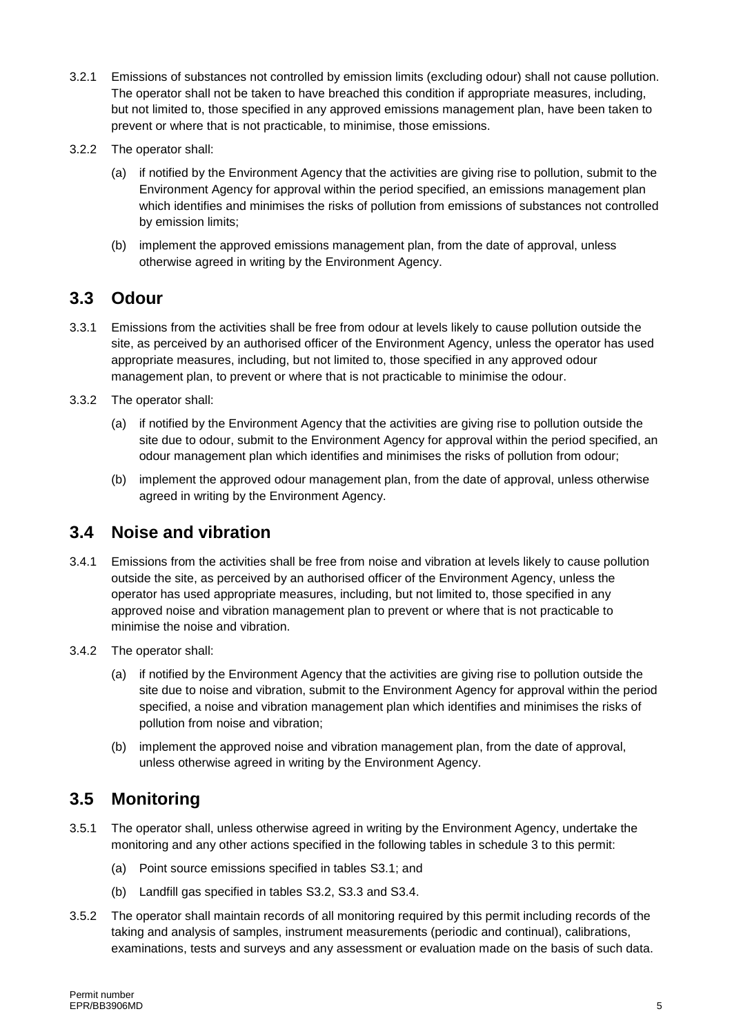3.2.1 Emissions of substances not controlled by emission limits (excluding odour) shall not cause pollution. The operator shall not be taken to have breached this condition if appropriate measures, including, but not limited to, those specified in any approved emissions management plan, have been taken to prevent or where that is not practicable, to minimise, those emissions.

3.2.2 The operator shall:

(a) if notified by the Environment Agency that the activities are giving rise to pollution, submit to the Environment Agency for approval within the period specified, an emissions management plan which identifies and minimises the risks of pollution from emissions of substances not controlled by emission limits;

(b) implement the approved emissions management plan, from the date of approval, unless otherwise agreed in writing by the Environment Agency.

## 3.3 Odour

3.3.1 Emissions from the activities shall be free from odour at levels likely to cause pollution outside the site, as perceived by an authorised officer of the Environment Agency, unless the operator has used appropriate measures, including, but not limited to, those specified in any approved odour management plan, to prevent or where that is not practicable to minimise the odour.

3.3.2 The operator shall:

(a) if notified by the Environment Agency that the activities are giving rise to pollution outside the site due to odour, submit to the Environment Agency for approval within the period specified, an odour management plan which identifies and minimises the risks of pollution from odour;

(b) implement the approved odour management plan, from the date of approval, unless otherwise agreed in writing by the Environment Agency.

## 3.4 Noise and vibration

3.4.1 Emissions from the activities shall be free from noise and vibration at levels likely to cause pollution outside the site, as perceived by an authorised officer of the Environment Agency, unless the operator has used appropriate measures, including, but not limited to, those specified in any approved noise and vibration management plan to prevent or where that is not practicable to minimise the noise and vibration.

3.4.2 The operator shall:

(a) if notified by the Environment Agency that the activities are giving rise to pollution outside the site due to noise and vibration, submit to the Environment Agency for approval within the period specified, a noise and vibration management plan which identifies and minimises the risks of pollution from noise and vibration;

(b) implement the approved noise and vibration management plan, from the date of approval, unless otherwise agreed in writing by the Environment Agency.

## 3.5 Monitoring

3.5.1 The operator shall, unless otherwise agreed in writing by the Environment Agency, undertake the monitoring and any other actions specified in the following tables in schedule 3 to this permit:

(a) Point source emissions specified in tables S3.1; and

(b) Landfill gas specified in tables S3.2, S3.3 and S3.4.

3.5.2 The operator shall maintain records of all monitoring required by this permit including records of the taking and analysis of samples, instrument measurements (periodic and continual), calibrations, examinations, tests and surveys and any assessment or evaluation made on the basis of such data.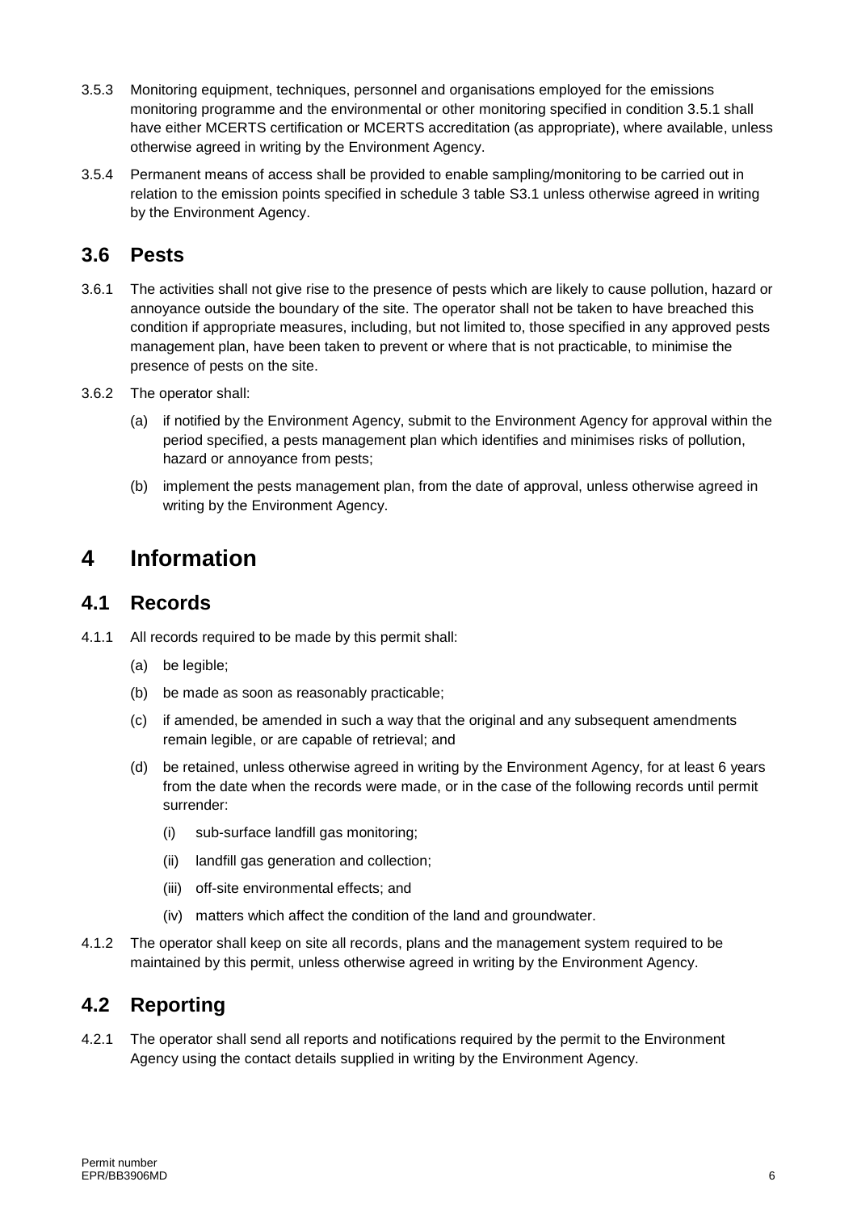3.5.3 Monitoring equipment, techniques, personnel and organisations employed for the emissions monitoring programme and the environmental or other monitoring specified in condition 3.5.1 shall have either MCERTS certification or MCERTS accreditation (as appropriate), where available, unless otherwise agreed in writing by the Environment Agency.

3.5.4 Permanent means of access shall be provided to enable sampling/monitoring to be carried out in relation to the emission points specified in schedule 3 table S3.1 unless otherwise agreed in writing by the Environment Agency.

## 3.6 Pests

3.6.1 The activities shall not give rise to the presence of pests which are likely to cause pollution, hazard or annoyance outside the boundary of the site. The operator shall not be taken to have breached this condition if appropriate measures, including, but not limited to, those specified in any approved pests management plan, have been taken to prevent or where that is not practicable, to minimise the presence of pests on the site.

3.6.2 The operator shall:

(a) if notified by the Environment Agency, submit to the Environment Agency for approval within the period specified, a pests management plan which identifies and minimises risks of pollution, hazard or annoyance from pests;

(b) implement the pests management plan, from the date of approval, unless otherwise agreed in writing by the Environment Agency.

# 4 Information

## 4.1 Records

4.1.1 All records required to be made by this permit shall:

(a) be legible;

(b) be made as soon as reasonably practicable;

(c) if amended, be amended in such a way that the original and any subsequent amendments remain legible, or are capable of retrieval; and

(d) be retained, unless otherwise agreed in writing by the Environment Agency, for at least 6 years from the date when the records were made, or in the case of the following records until permit surrender:

(i) sub-surface landfill gas monitoring;

(ii) landfill gas generation and collection;

(iii) off-site environmental effects; and

(iv) matters which affect the condition of the land and groundwater.

4.1.2 The operator shall keep on site all records, plans and the management system required to be maintained by this permit, unless otherwise agreed in writing by the Environment Agency.

## 4.2 Reporting

4.2.1 The operator shall send all reports and notifications required by the permit to the Environment Agency using the contact details supplied in writing by the Environment Agency.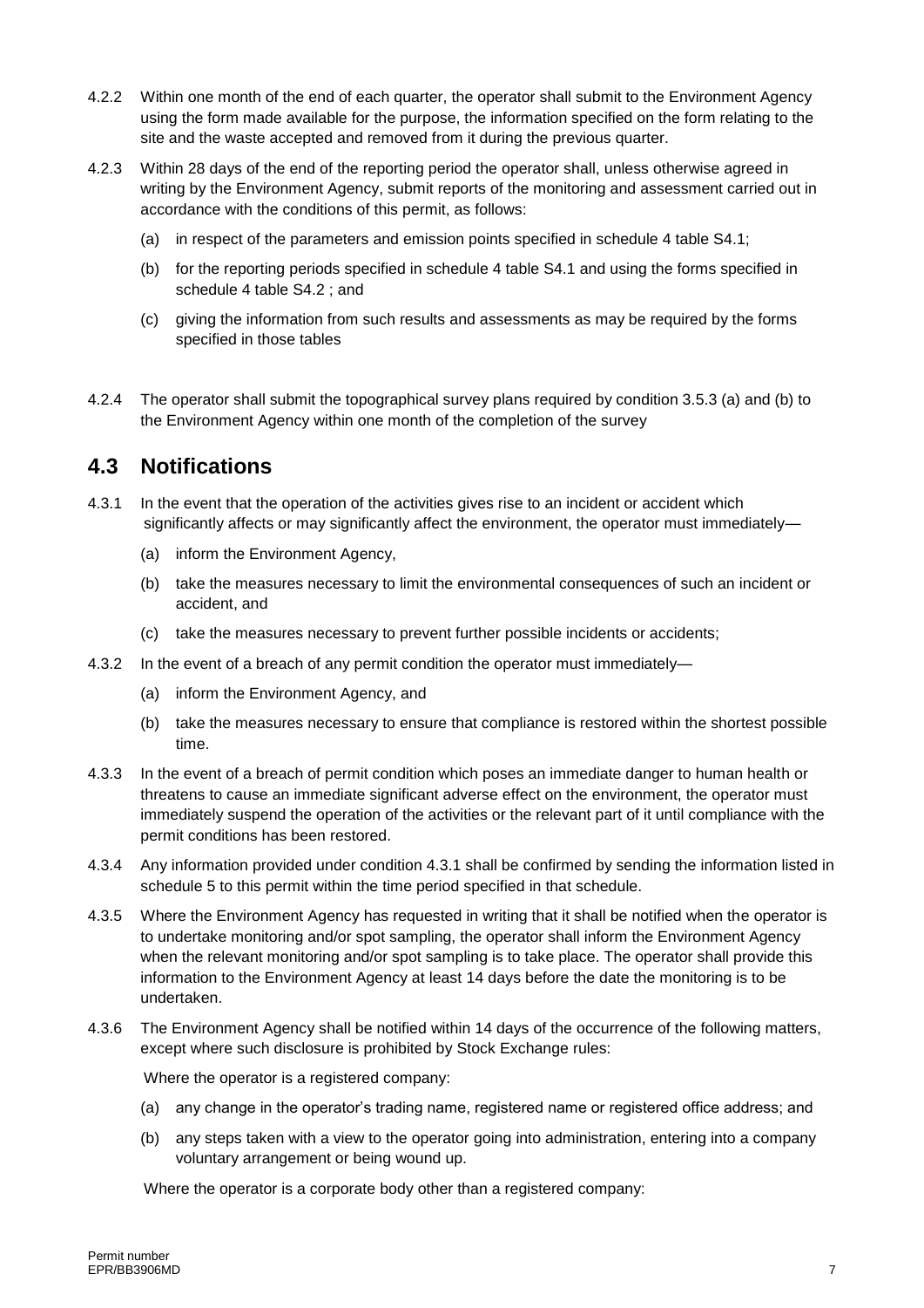4.2.2 Within one month of the end of each quarter, the operator shall submit to the Environment Agency using the form made available for the purpose, the information specified on the form relating to the site and the waste accepted and removed from it during the previous quarter.

4.2.3 Within 28 days of the end of the reporting period the operator shall, unless otherwise agreed in writing by the Environment Agency, submit reports of the monitoring and assessment carried out in accordance with the conditions of this permit, as follows:

(a) in respect of the parameters and emission points specified in schedule 4 table S4.1;

(b) for the reporting periods specified in schedule 4 table S4.1 and using the forms specified in schedule 4 table S4.2 ; and

(c) giving the information from such results and assessments as may be required by the forms specified in those tables

4.2.4 The operator shall submit the topographical survey plans required by condition 3.5.3 (a) and (b) to the Environment Agency within one month of the completion of the survey

## 4.3 Notifications

4.3.1 In the event that the operation of the activities gives rise to an incident or accident which significantly affects or may significantly affect the environment, the operator must immediately—

(a) inform the Environment Agency,

(b) take the measures necessary to limit the environmental consequences of such an incident or accident, and

(c) take the measures necessary to prevent further possible incidents or accidents;

4.3.2 In the event of a breach of any permit condition the operator must immediately—

(a) inform the Environment Agency, and

(b) take the measures necessary to ensure that compliance is restored within the shortest possible time.

4.3.3 In the event of a breach of permit condition which poses an immediate danger to human health or threatens to cause an immediate significant adverse effect on the environment, the operator must immediately suspend the operation of the activities or the relevant part of it until compliance with the permit conditions has been restored.

4.3.4 Any information provided under condition 4.3.1 shall be confirmed by sending the information listed in schedule 5 to this permit within the time period specified in that schedule.

4.3.5 Where the Environment Agency has requested in writing that it shall be notified when the operator is to undertake monitoring and/or spot sampling, the operator shall inform the Environment Agency when the relevant monitoring and/or spot sampling is to take place. The operator shall provide this information to the Environment Agency at least 14 days before the date the monitoring is to be undertaken.

4.3.6 The Environment Agency shall be notified within 14 days of the occurrence of the following matters, except where such disclosure is prohibited by Stock Exchange rules:

Where the operator is a registered company:

(a) any change in the operator's trading name, registered name or registered office address; and

(b) any steps taken with a view to the operator going into administration, entering into a company voluntary arrangement or being wound up.

Where the operator is a corporate body other than a registered company: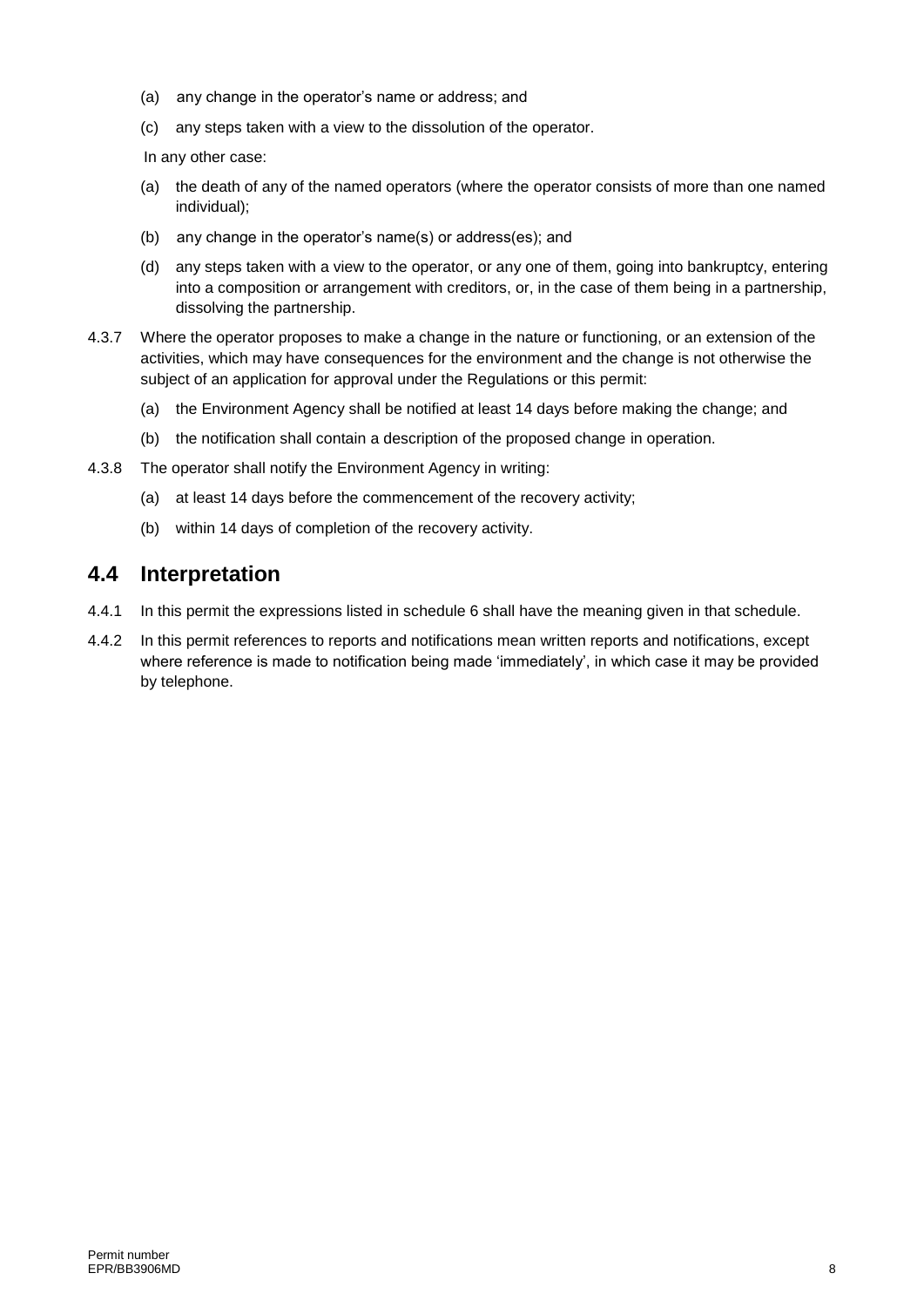(a) any change in the operator's name or address; and

(c) any steps taken with a view to the dissolution of the operator.

In any other case:

(a) the death of any of the named operators (where the operator consists of more than one named individual);

(b) any change in the operator's name(s) or address(es); and

(d) any steps taken with a view to the operator, or any one of them, going into bankruptcy, entering into a composition or arrangement with creditors, or, in the case of them being in a partnership, dissolving the partnership.

4.3.7 Where the operator proposes to make a change in the nature or functioning, or an extension of the activities, which may have consequences for the environment and the change is not otherwise the subject of an application for approval under the Regulations or this permit:

(a) the Environment Agency shall be notified at least 14 days before making the change; and

(b) the notification shall contain a description of the proposed change in operation.

4.3.8 The operator shall notify the Environment Agency in writing:

(a) at least 14 days before the commencement of the recovery activity;

(b) within 14 days of completion of the recovery activity.

## 4.4 Interpretation

4.4.1 In this permit the expressions listed in schedule 6 shall have the meaning given in that schedule.

4.4.2 In this permit references to reports and notifications mean written reports and notifications, except where reference is made to notification being made 'immediately', in which case it may be provided by telephone.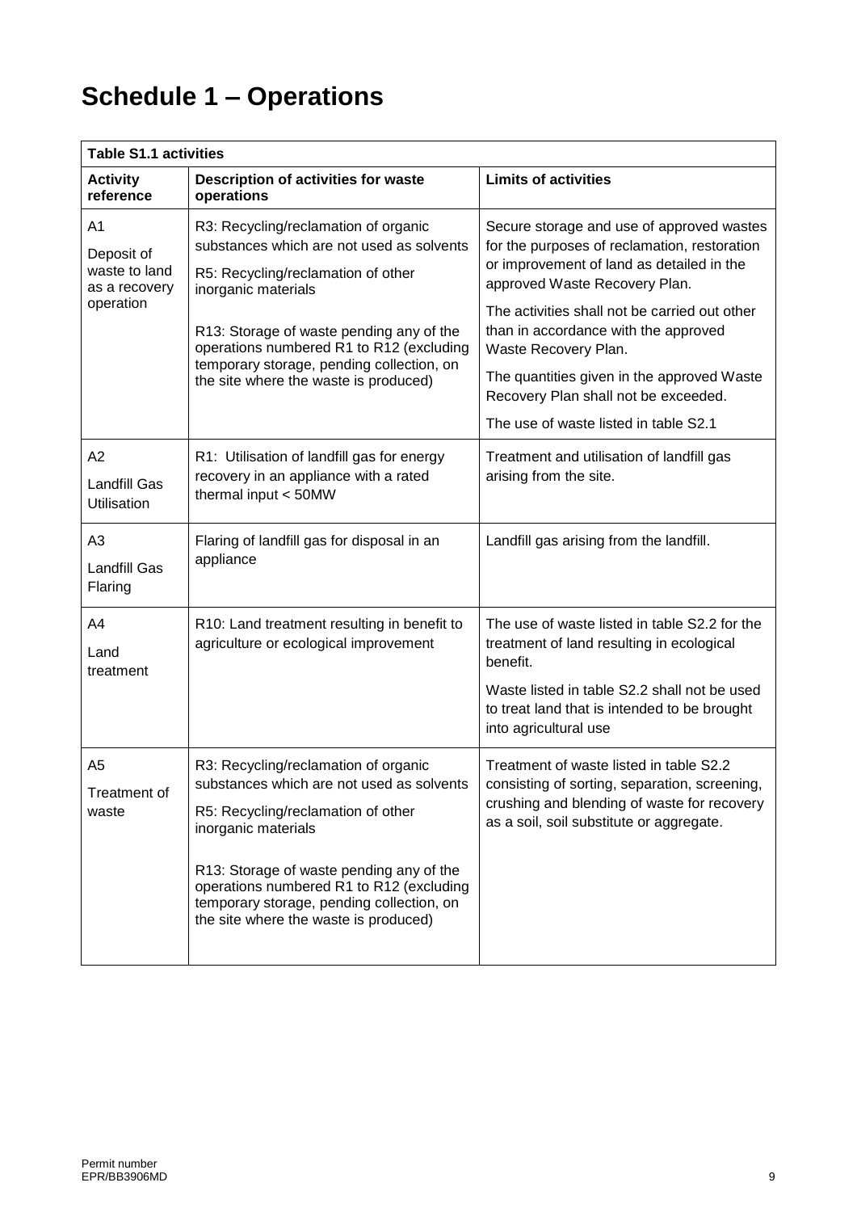# Schedule 1 – Operations

| Table S1.1 activities | | |
|---|---|---|
| **Activity reference** | **Description of activities for waste operations** | **Limits of activities** |
| A1<br>Deposit of waste to land as a recovery operation | R3: Recycling/reclamation of organic substances which are not used as solvents<br><br>R5: Recycling/reclamation of other inorganic materials<br><br>R13: Storage of waste pending any of the operations numbered R1 to R12 (excluding temporary storage, pending collection, on the site where the waste is produced) | Secure storage and use of approved wastes for the purposes of reclamation, restoration or improvement of land as detailed in the approved Waste Recovery Plan.<br><br>The activities shall not be carried out other than in accordance with the approved Waste Recovery Plan.<br><br>The quantities given in the approved Waste Recovery Plan shall not be exceeded.<br><br>The use of waste listed in table S2.1 |
| A2<br>Landfill Gas Utilisation | R1: Utilisation of landfill gas for energy recovery in an appliance with a rated thermal input < 50MW | Treatment and utilisation of landfill gas arising from the site. |
| A3<br>Landfill Gas Flaring | Flaring of landfill gas for disposal in an appliance | Landfill gas arising from the landfill. |
| A4<br>Land treatment | R10: Land treatment resulting in benefit to agriculture or ecological improvement | The use of waste listed in table S2.2 for the treatment of land resulting in ecological benefit.<br><br>Waste listed in table S2.2 shall not be used to treat land that is intended to be brought into agricultural use |
| A5<br>Treatment of waste | R3: Recycling/reclamation of organic substances which are not used as solvents<br><br>R5: Recycling/reclamation of other inorganic materials<br><br>R13: Storage of waste pending any of the operations numbered R1 to R12 (excluding temporary storage, pending collection, on the site where the waste is produced) | Treatment of waste listed in table S2.2 consisting of sorting, separation, screening, crushing and blending of waste for recovery as a soil, soil substitute or aggregate. |

Permit number
EPR/BB3906MD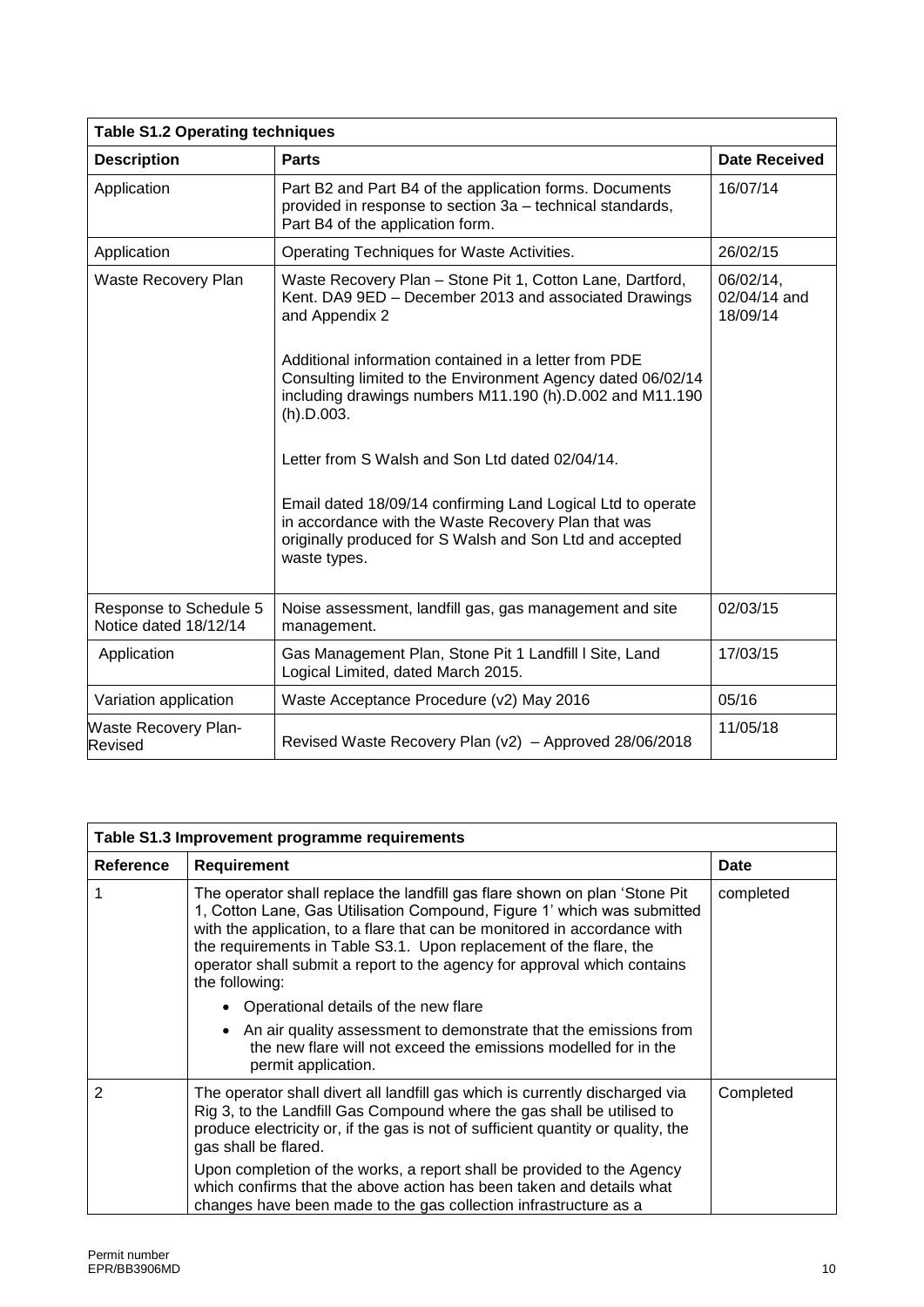| Table S1.2 Operating techniques | | |
|---|---|---|
| **Description** | **Parts** | **Date Received** |
| Application | Part B2 and Part B4 of the application forms. Documents provided in response to section 3a – technical standards, Part B4 of the application form. | 16/07/14 |
| Application | Operating Techniques for Waste Activities. | 26/02/15 |
| Waste Recovery Plan | Waste Recovery Plan – Stone Pit 1, Cotton Lane, Dartford, Kent. DA9 9ED – December 2013 and associated Drawings and Appendix 2<br><br>Additional information contained in a letter from PDE Consulting limited to the Environment Agency dated 06/02/14 including drawings numbers M11.190 (h).D.002 and M11.190 (h).D.003.<br><br>Letter from S Walsh and Son Ltd dated 02/04/14.<br><br>Email dated 18/09/14 confirming Land Logical Ltd to operate in accordance with the Waste Recovery Plan that was originally produced for S Walsh and Son Ltd and accepted waste types. | 06/02/14, 02/04/14 and 18/09/14 |
| Response to Schedule 5 Notice dated 18/12/14 | Noise assessment, landfill gas, gas management and site management. | 02/03/15 |
| Application | Gas Management Plan, Stone Pit 1 Landfill l Site, Land Logical Limited, dated March 2015. | 17/03/15 |
| Variation application | Waste Acceptance Procedure (v2) May 2016 | 05/16 |
| Waste Recovery Plan-Revised | Revised Waste Recovery Plan (v2) – Approved 28/06/2018 | 11/05/18 |

| Table S1.3 Improvement programme requirements | | |
|---|---|---|
| **Reference** | **Requirement** | **Date** |
| 1 | The operator shall replace the landfill gas flare shown on plan 'Stone Pit 1, Cotton Lane, Gas Utilisation Compound, Figure 1' which was submitted with the application, to a flare that can be monitored in accordance with the requirements in Table S3.1. Upon replacement of the flare, the operator shall submit a report to the agency for approval which contains the following:<br>• Operational details of the new flare<br>• An air quality assessment to demonstrate that the emissions from the new flare will not exceed the emissions modelled for in the permit application. | completed |
| 2 | The operator shall divert all landfill gas which is currently discharged via Rig 3, to the Landfill Gas Compound where the gas shall be utilised to produce electricity or, if the gas is not of sufficient quantity or quality, the gas shall be flared.<br>Upon completion of the works, a report shall be provided to the Agency which confirms that the above action has been taken and details what changes have been made to the gas collection infrastructure as a | Completed |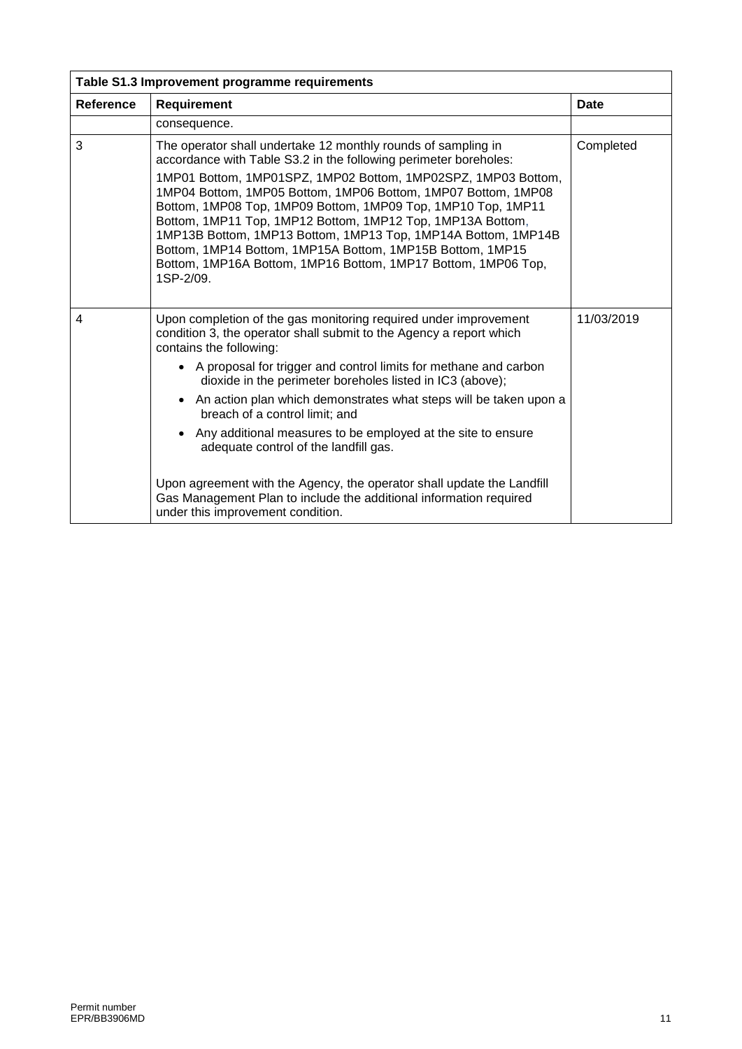| Table S1.3 Improvement programme requirements | | |
|---|---|---|
| **Reference** | **Requirement** | **Date** |
| | consequence. | |
| 3 | The operator shall undertake 12 monthly rounds of sampling in accordance with Table S3.2 in the following perimeter boreholes: <br><br> 1MP01 Bottom, 1MP01SPZ, 1MP02 Bottom, 1MP02SPZ, 1MP03 Bottom, 1MP04 Bottom, 1MP05 Bottom, 1MP06 Bottom, 1MP07 Bottom, 1MP08 Bottom, 1MP08 Top, 1MP09 Bottom, 1MP09 Top, 1MP10 Top, 1MP11 Bottom, 1MP11 Top, 1MP12 Bottom, 1MP12 Top, 1MP13A Bottom, 1MP13B Bottom, 1MP13 Bottom, 1MP13 Top, 1MP14A Bottom, 1MP14B Bottom, 1MP14 Bottom, 1MP15A Bottom, 1MP15B Bottom, 1MP15 Bottom, 1MP16A Bottom, 1MP16 Bottom, 1MP17 Bottom, 1MP06 Top, 1SP-2/09. | Completed |
| 4 | Upon completion of the gas monitoring required under improvement condition 3, the operator shall submit to the Agency a report which contains the following: <br><br> • A proposal for trigger and control limits for methane and carbon dioxide in the perimeter boreholes listed in IC3 (above); <br> • An action plan which demonstrates what steps will be taken upon a breach of a control limit; and <br> • Any additional measures to be employed at the site to ensure adequate control of the landfill gas. <br><br> Upon agreement with the Agency, the operator shall update the Landfill Gas Management Plan to include the additional information required under this improvement condition. | 11/03/2019 |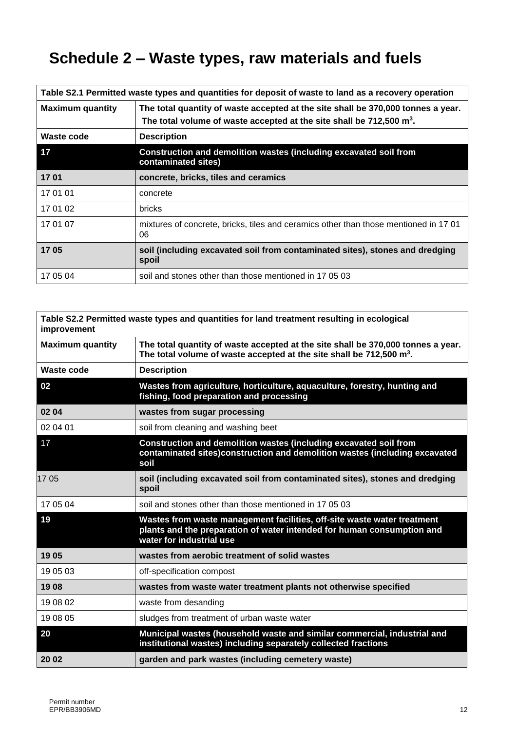# Schedule 2 – Waste types, raw materials and fuels

| Table S2.1 Permitted waste types and quantities for deposit of waste to land as a recovery operation | |
|---|---|
| **Maximum quantity** | **The total quantity of waste accepted at the site shall be 370,000 tonnes a year. The total volume of waste accepted at the site shall be 712,500 m$^3$.** |
| **Waste code** | **Description** |
| **17** | **Construction and demolition wastes (including excavated soil from contaminated sites)** |
| **17 01** | **concrete, bricks, tiles and ceramics** |
| 17 01 01 | concrete |
| 17 01 02 | bricks |
| 17 01 07 | mixtures of concrete, bricks, tiles and ceramics other than those mentioned in 17 01 06 |
| **17 05** | **soil (including excavated soil from contaminated sites), stones and dredging spoil** |
| 17 05 04 | soil and stones other than those mentioned in 17 05 03 |

| Table S2.2 Permitted waste types and quantities for land treatment resulting in ecological improvement | |
|---|---|
| **Maximum quantity** | **The total quantity of waste accepted at the site shall be 370,000 tonnes a year. The total volume of waste accepted at the site shall be 712,500 m$^3$.** |
| **Waste code** | **Description** |
| **02** | **Wastes from agriculture, horticulture, aquaculture, forestry, hunting and fishing, food preparation and processing** |
| **02 04** | **wastes from sugar processing** |
| 02 04 01 | soil from cleaning and washing beet |
| 17 | **Construction and demolition wastes (including excavated soil from contaminated sites)construction and demolition wastes (including excavated soil** |
| 17 05 | **soil (including excavated soil from contaminated sites), stones and dredging spoil** |
| 17 05 04 | soil and stones other than those mentioned in 17 05 03 |
| **19** | **Wastes from waste management facilities, off-site waste water treatment plants and the preparation of water intended for human consumption and water for industrial use** |
| **19 05** | **wastes from aerobic treatment of solid wastes** |
| 19 05 03 | off-specification compost |
| **19 08** | **wastes from waste water treatment plants not otherwise specified** |
| 19 08 02 | waste from desanding |
| 19 08 05 | sludges from treatment of urban waste water |
| **20** | **Municipal wastes (household waste and similar commercial, industrial and institutional wastes) including separately collected fractions** |
| **20 02** | **garden and park wastes (including cemetery waste)** |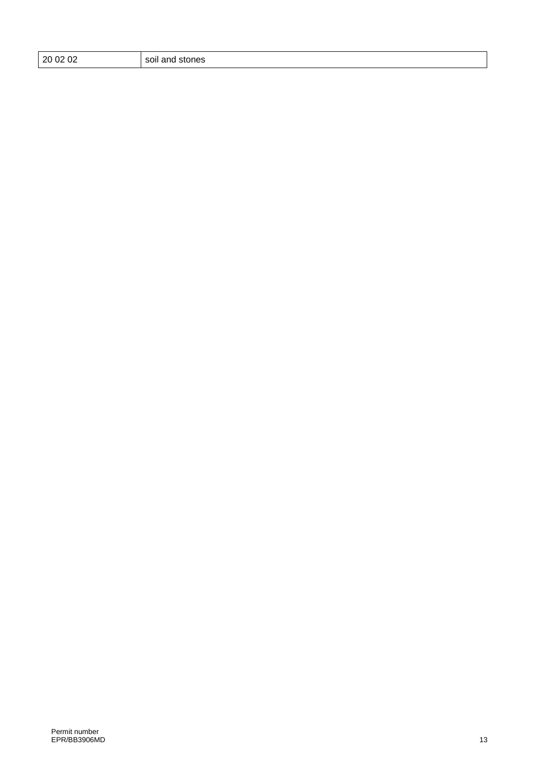| 20 02 02 | soil and stones |
|---|---|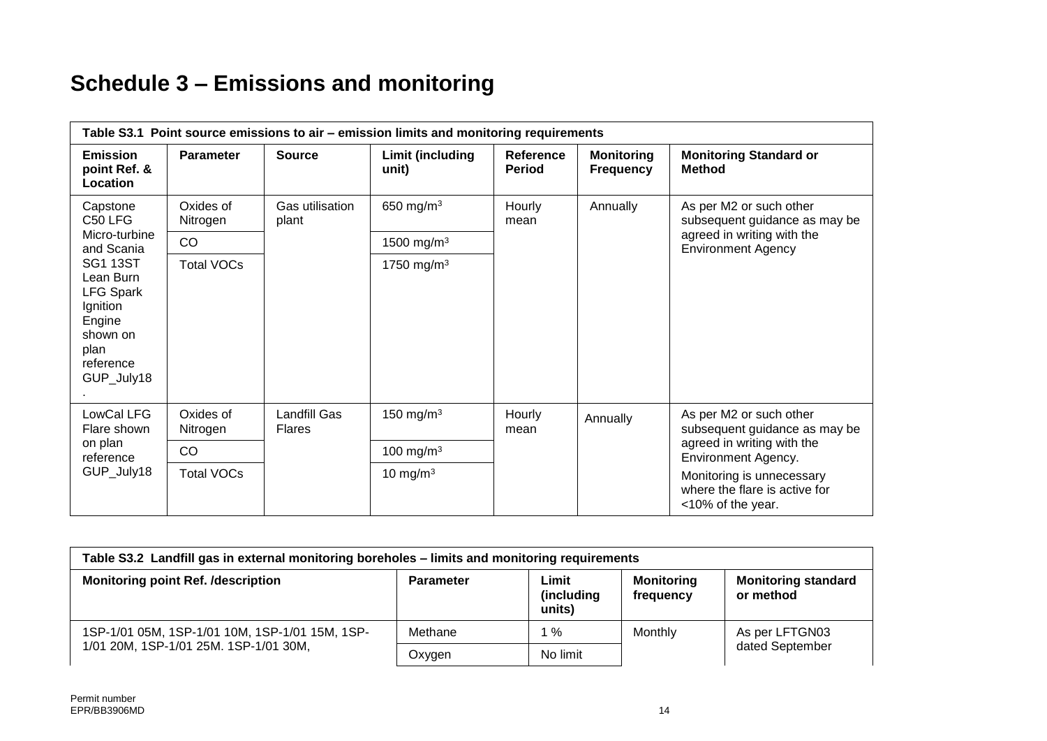# Schedule 3 – Emissions and monitoring

| Table S3.1 Point source emissions to air – emission limits and monitoring requirements | | | | | | |
|---|---|---|---|---|---|---|
| **Emission point Ref. & Location** | **Parameter** | **Source** | **Limit (including unit)** | **Reference Period** | **Monitoring Frequency** | **Monitoring Standard or Method** |
| Capstone C50 LFG Micro-turbine and Scania SG1 13ST Lean Burn LFG Spark Ignition Engine shown on plan reference GUP_July18 . | Oxides of Nitrogen | Gas utilisation plant | 650 mg/m$^3$ | Hourly mean | Annually | As per M2 or such other subsequent guidance as may be agreed in writing with the Environment Agency |
| | CO | | 1500 mg/m$^3$ | | | |
| | Total VOCs | | 1750 mg/m$^3$ | | | |
| LowCal LFG Flare shown on plan reference GUP_July18 | Oxides of Nitrogen | Landfill Gas Flares | 150 mg/m$^3$ | Hourly mean | Annually | As per M2 or such other subsequent guidance as may be agreed in writing with the Environment Agency. Monitoring is unnecessary where the flare is active for <10% of the year. |
| | CO | | 100 mg/m$^3$ | | | |
| | Total VOCs | | 10 mg/m$^3$ | | | |

| Table S3.2 Landfill gas in external monitoring boreholes – limits and monitoring requirements | | | | |
|---|---|---|---|---|
| **Monitoring point Ref. /description** | **Parameter** | **Limit (including units)** | **Monitoring frequency** | **Monitoring standard or method** |
| 1SP-1/01 05M, 1SP-1/01 10M, 1SP-1/01 15M, 1SP-1/01 20M, 1SP-1/01 25M. 1SP-1/01 30M, | Methane | 1 % | Monthly | As per LFTGN03 dated September |
| | Oxygen | No limit | | |

Permit number
EPR/BB3906MD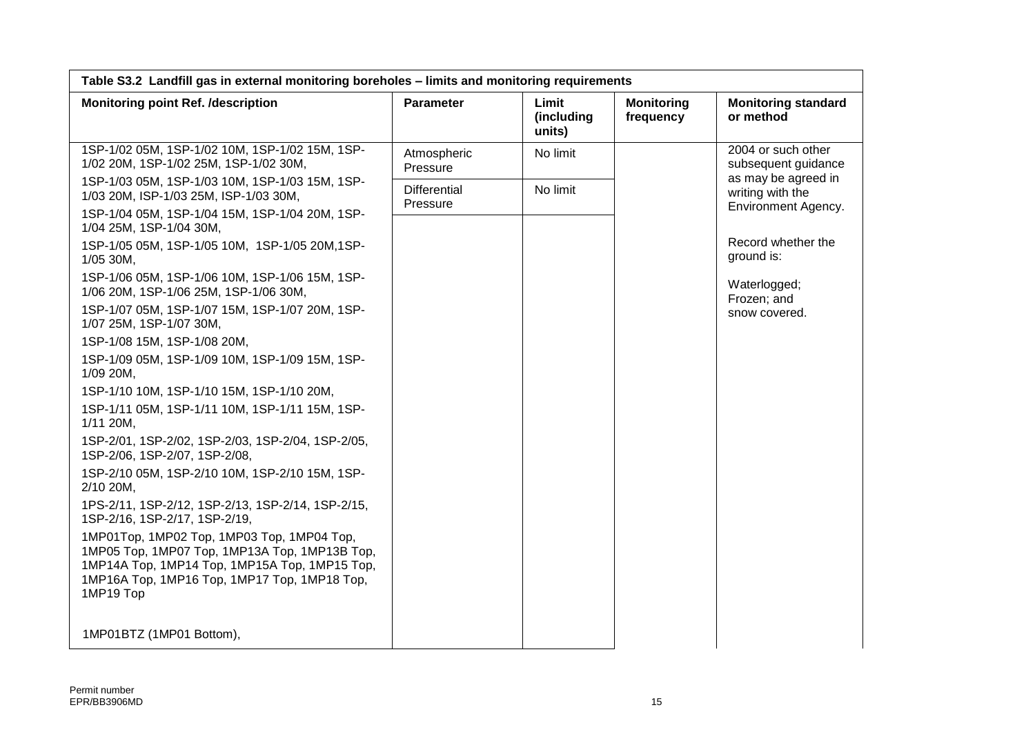| Table S3.2 Landfill gas in external monitoring boreholes – limits and monitoring requirements | | | | |
|---|---|---|---|---|
| **Monitoring point Ref. /description** | **Parameter** | **Limit (including units)** | **Monitoring frequency** | **Monitoring standard or method** |
| 1SP-1/02 05M, 1SP-1/02 10M, 1SP-1/02 15M, 1SP-1/02 20M, 1SP-1/02 25M, 1SP-1/02 30M,<br>1SP-1/03 05M, 1SP-1/03 10M, 1SP-1/03 15M, 1SP-1/03 20M, ISP-1/03 25M, ISP-1/03 30M,<br>1SP-1/04 05M, 1SP-1/04 15M, 1SP-1/04 20M, 1SP-1/04 25M, 1SP-1/04 30M,<br>1SP-1/05 05M, 1SP-1/05 10M, 1SP-1/05 20M,1SP-1/05 30M,<br>1SP-1/06 05M, 1SP-1/06 10M, 1SP-1/06 15M, 1SP-1/06 20M, 1SP-1/06 25M, 1SP-1/06 30M,<br>1SP-1/07 05M, 1SP-1/07 15M, 1SP-1/07 20M, 1SP-1/07 25M, 1SP-1/07 30M,<br>1SP-1/08 15M, 1SP-1/08 20M,<br>1SP-1/09 05M, 1SP-1/09 10M, 1SP-1/09 15M, 1SP-1/09 20M,<br>1SP-1/10 10M, 1SP-1/10 15M, 1SP-1/10 20M,<br>1SP-1/11 05M, 1SP-1/11 10M, 1SP-1/11 15M, 1SP-1/11 20M,<br>1SP-2/01, 1SP-2/02, 1SP-2/03, 1SP-2/04, 1SP-2/05, 1SP-2/06, 1SP-2/07, 1SP-2/08,<br>1SP-2/10 05M, 1SP-2/10 10M, 1SP-2/10 15M, 1SP-2/10 20M,<br>1PS-2/11, 1SP-2/12, 1SP-2/13, 1SP-2/14, 1SP-2/15, 1SP-2/16, 1SP-2/17, 1SP-2/19,<br>1MP01Top, 1MP02 Top, 1MP03 Top, 1MP04 Top, 1MP05 Top, 1MP07 Top, 1MP13A Top, 1MP13B Top, 1MP14A Top, 1MP14 Top, 1MP15A Top, 1MP15 Top, 1MP16A Top, 1MP16 Top, 1MP17 Top, 1MP18 Top, 1MP19 Top<br><br>1MP01BTZ (1MP01 Bottom), | Atmospheric Pressure | No limit | | 2004 or such other subsequent guidance as may be agreed in writing with the Environment Agency.<br><br>Record whether the ground is:<br><br>Waterlogged;<br>Frozen; and<br>snow covered. |
| | Differential Pressure | No limit | | |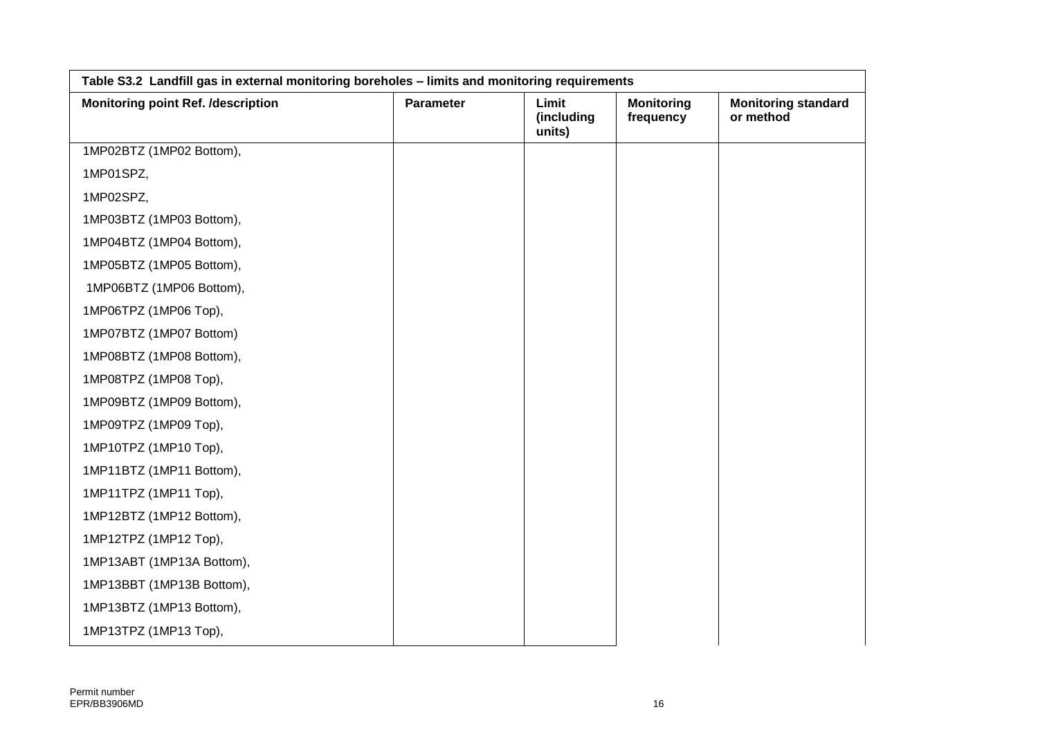| Table S3.2 Landfill gas in external monitoring boreholes – limits and monitoring requirements | | | | |
|---|---|---|---|---|
| **Monitoring point Ref. /description** | **Parameter** | **Limit (including units)** | **Monitoring frequency** | **Monitoring standard or method** |
| 1MP02BTZ (1MP02 Bottom), | | | | |
| 1MP01SPZ, | | | | |
| 1MP02SPZ, | | | | |
| 1MP03BTZ (1MP03 Bottom), | | | | |
| 1MP04BTZ (1MP04 Bottom), | | | | |
| 1MP05BTZ (1MP05 Bottom), | | | | |
| 1MP06BTZ (1MP06 Bottom), | | | | |
| 1MP06TPZ (1MP06 Top), | | | | |
| 1MP07BTZ (1MP07 Bottom) | | | | |
| 1MP08BTZ (1MP08 Bottom), | | | | |
| 1MP08TPZ (1MP08 Top), | | | | |
| 1MP09BTZ (1MP09 Bottom), | | | | |
| 1MP09TPZ (1MP09 Top), | | | | |
| 1MP10TPZ (1MP10 Top), | | | | |
| 1MP11BTZ (1MP11 Bottom), | | | | |
| 1MP11TPZ (1MP11 Top), | | | | |
| 1MP12BTZ (1MP12 Bottom), | | | | |
| 1MP12TPZ (1MP12 Top), | | | | |
| 1MP13ABT (1MP13A Bottom), | | | | |
| 1MP13BBT (1MP13B Bottom), | | | | |
| 1MP13BTZ (1MP13 Bottom), | | | | |
| 1MP13TPZ (1MP13 Top), | | | | |

Permit number
EPR/BB3906MD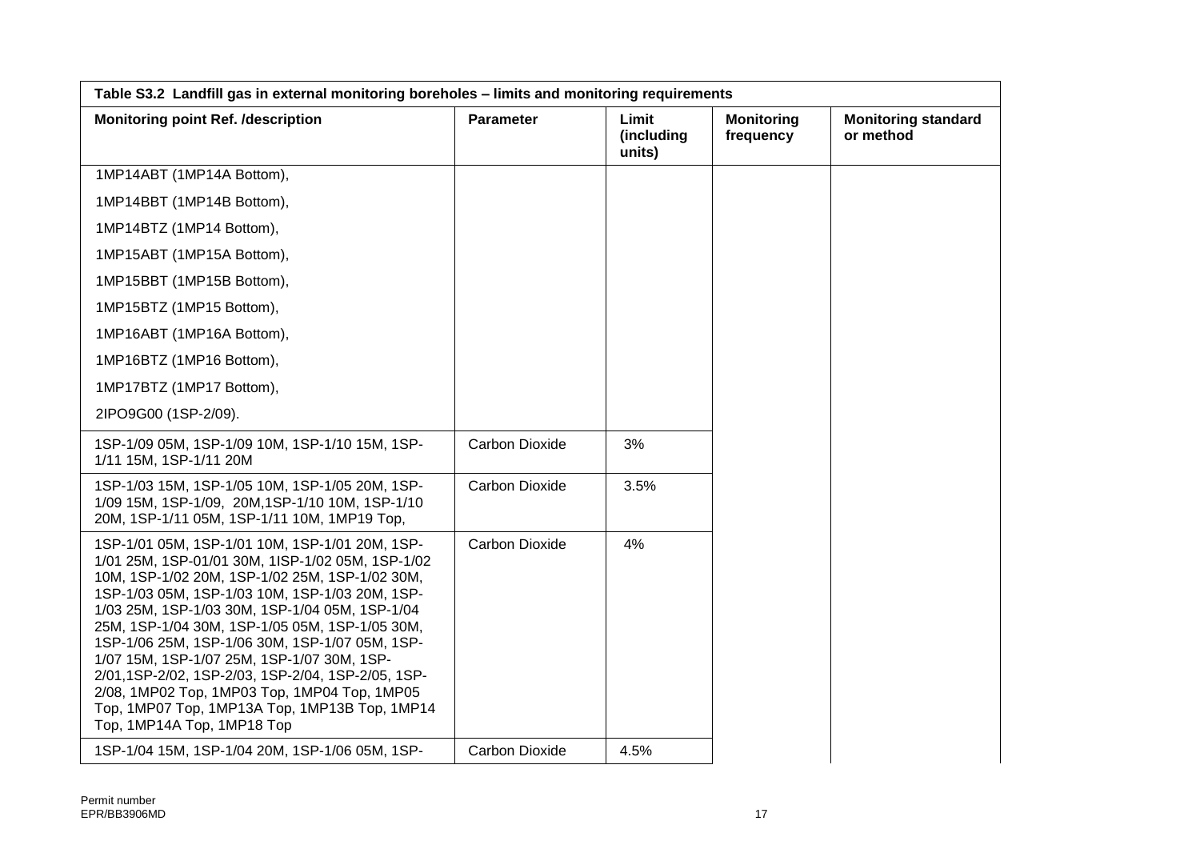| Table S3.2 Landfill gas in external monitoring boreholes – limits and monitoring requirements | | | | |
|---|---|---|---|---|
| **Monitoring point Ref. /description** | **Parameter** | **Limit (including units)** | **Monitoring frequency** | **Monitoring standard or method** |
| 1MP14ABT (1MP14A Bottom),<br>1MP14BBT (1MP14B Bottom),<br>1MP14BTZ (1MP14 Bottom),<br>1MP15ABT (1MP15A Bottom),<br>1MP15BBT (1MP15B Bottom),<br>1MP15BTZ (1MP15 Bottom),<br>1MP16ABT (1MP16A Bottom),<br>1MP16BTZ (1MP16 Bottom),<br>1MP17BTZ (1MP17 Bottom),<br>2IPO9G00 (1SP-2/09). | | | | |
| 1SP-1/09 05M, 1SP-1/09 10M, 1SP-1/10 15M, 1SP-1/11 15M, 1SP-1/11 20M | Carbon Dioxide | 3% | | |
| 1SP-1/03 15M, 1SP-1/05 10M, 1SP-1/05 20M, 1SP-1/09 15M, 1SP-1/09, 20M,1SP-1/10 10M, 1SP-1/10 20M, 1SP-1/11 05M, 1SP-1/11 10M, 1MP19 Top, | Carbon Dioxide | 3.5% | | |
| 1SP-1/01 05M, 1SP-1/01 10M, 1SP-1/01 20M, 1SP-1/01 25M, 1SP-01/01 30M, 1ISP-1/02 05M, 1SP-1/02 10M, 1SP-1/02 20M, 1SP-1/02 25M, 1SP-1/02 30M, 1SP-1/03 05M, 1SP-1/03 10M, 1SP-1/03 20M, 1SP-1/03 25M, 1SP-1/03 30M, 1SP-1/04 05M, 1SP-1/04 25M, 1SP-1/04 30M, 1SP-1/05 05M, 1SP-1/05 30M, 1SP-1/06 25M, 1SP-1/06 30M, 1SP-1/07 05M, 1SP-1/07 15M, 1SP-1/07 25M, 1SP-1/07 30M, 1SP-2/01,1SP-2/02, 1SP-2/03, 1SP-2/04, 1SP-2/05, 1SP-2/08, 1MP02 Top, 1MP03 Top, 1MP04 Top, 1MP05 Top, 1MP07 Top, 1MP13A Top, 1MP13B Top, 1MP14 Top, 1MP14A Top, 1MP18 Top | Carbon Dioxide | 4% | | |
| 1SP-1/04 15M, 1SP-1/04 20M, 1SP-1/06 05M, 1SP- | Carbon Dioxide | 4.5% | | |

Permit number
EPR/BB3906MD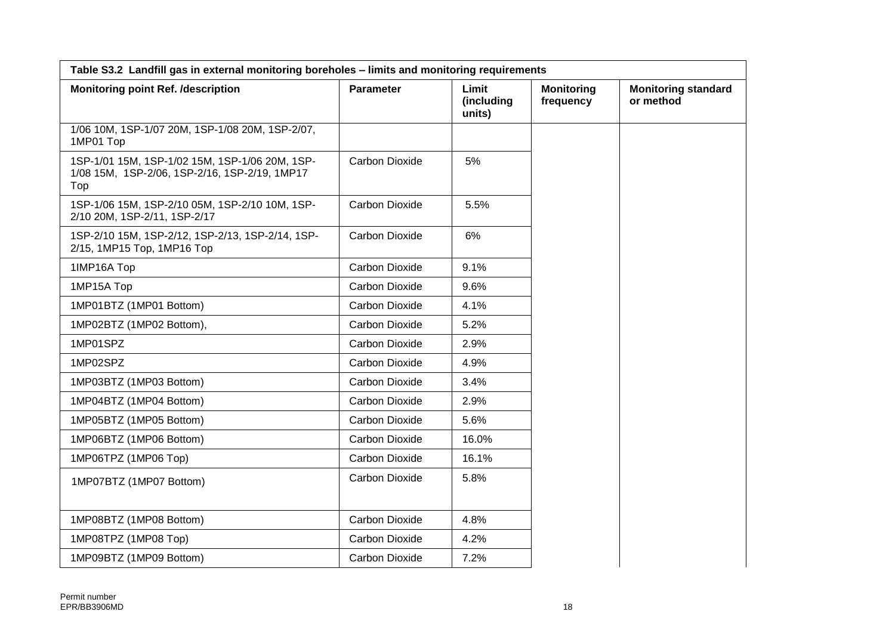| Table S3.2 Landfill gas in external monitoring boreholes – limits and monitoring requirements | | | | |
|---|---|---|---|---|
| **Monitoring point Ref. /description** | **Parameter** | **Limit (including units)** | **Monitoring frequency** | **Monitoring standard or method** |
| 1/06 10M, 1SP-1/07 20M, 1SP-1/08 20M, 1SP-2/07, 1MP01 Top | | | | |
| 1SP-1/01 15M, 1SP-1/02 15M, 1SP-1/06 20M, 1SP-1/08 15M, 1SP-2/06, 1SP-2/16, 1SP-2/19, 1MP17 Top | Carbon Dioxide | 5% | | |
| 1SP-1/06 15M, 1SP-2/10 05M, 1SP-2/10 10M, 1SP-2/10 20M, 1SP-2/11, 1SP-2/17 | Carbon Dioxide | 5.5% | | |
| 1SP-2/10 15M, 1SP-2/12, 1SP-2/13, 1SP-2/14, 1SP-2/15, 1MP15 Top, 1MP16 Top | Carbon Dioxide | 6% | | |
| 1IMP16A Top | Carbon Dioxide | 9.1% | | |
| 1MP15A Top | Carbon Dioxide | 9.6% | | |
| 1MP01BTZ (1MP01 Bottom) | Carbon Dioxide | 4.1% | | |
| 1MP02BTZ (1MP02 Bottom), | Carbon Dioxide | 5.2% | | |
| 1MP01SPZ | Carbon Dioxide | 2.9% | | |
| 1MP02SPZ | Carbon Dioxide | 4.9% | | |
| 1MP03BTZ (1MP03 Bottom) | Carbon Dioxide | 3.4% | | |
| 1MP04BTZ (1MP04 Bottom) | Carbon Dioxide | 2.9% | | |
| 1MP05BTZ (1MP05 Bottom) | Carbon Dioxide | 5.6% | | |
| 1MP06BTZ (1MP06 Bottom) | Carbon Dioxide | 16.0% | | |
| 1MP06TPZ (1MP06 Top) | Carbon Dioxide | 16.1% | | |
| 1MP07BTZ (1MP07 Bottom) | Carbon Dioxide | 5.8% | | |
| 1MP08BTZ (1MP08 Bottom) | Carbon Dioxide | 4.8% | | |
| 1MP08TPZ (1MP08 Top) | Carbon Dioxide | 4.2% | | |
| 1MP09BTZ (1MP09 Bottom) | Carbon Dioxide | 7.2% | | |

Permit number
EPR/BB3906MD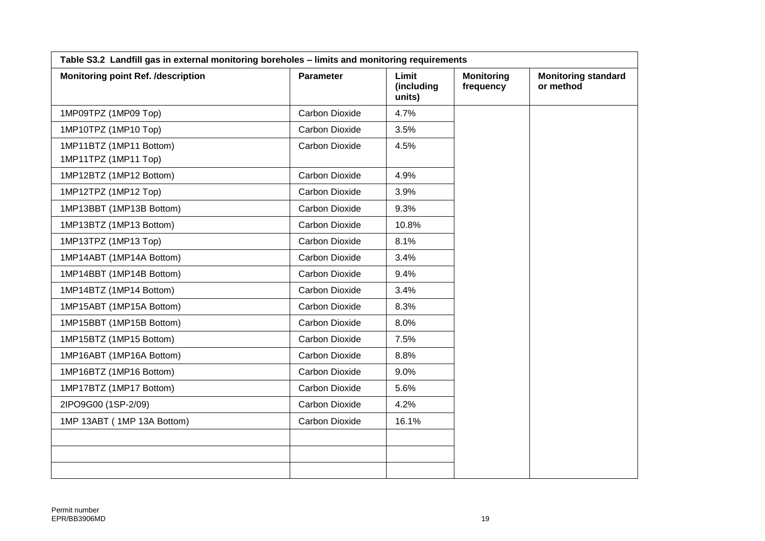| Table S3.2 Landfill gas in external monitoring boreholes – limits and monitoring requirements | | | | |
|---|---|---|---|---|
| **Monitoring point Ref. /description** | **Parameter** | **Limit (including units)** | **Monitoring frequency** | **Monitoring standard or method** |
| 1MP09TPZ (1MP09 Top) | Carbon Dioxide | 4.7% | | |
| 1MP10TPZ (1MP10 Top) | Carbon Dioxide | 3.5% | | |
| 1MP11BTZ (1MP11 Bottom)<br>1MP11TPZ (1MP11 Top) | Carbon Dioxide | 4.5% | | |
| 1MP12BTZ (1MP12 Bottom) | Carbon Dioxide | 4.9% | | |
| 1MP12TPZ (1MP12 Top) | Carbon Dioxide | 3.9% | | |
| 1MP13BBT (1MP13B Bottom) | Carbon Dioxide | 9.3% | | |
| 1MP13BTZ (1MP13 Bottom) | Carbon Dioxide | 10.8% | | |
| 1MP13TPZ (1MP13 Top) | Carbon Dioxide | 8.1% | | |
| 1MP14ABT (1MP14A Bottom) | Carbon Dioxide | 3.4% | | |
| 1MP14BBT (1MP14B Bottom) | Carbon Dioxide | 9.4% | | |
| 1MP14BTZ (1MP14 Bottom) | Carbon Dioxide | 3.4% | | |
| 1MP15ABT (1MP15A Bottom) | Carbon Dioxide | 8.3% | | |
| 1MP15BBT (1MP15B Bottom) | Carbon Dioxide | 8.0% | | |
| 1MP15BTZ (1MP15 Bottom) | Carbon Dioxide | 7.5% | | |
| 1MP16ABT (1MP16A Bottom) | Carbon Dioxide | 8.8% | | |
| 1MP16BTZ (1MP16 Bottom) | Carbon Dioxide | 9.0% | | |
| 1MP17BTZ (1MP17 Bottom) | Carbon Dioxide | 5.6% | | |
| 2IPO9G00 (1SP-2/09) | Carbon Dioxide | 4.2% | | |
| 1MP 13ABT ( 1MP 13A Bottom) | Carbon Dioxide | 16.1% | | |
| | | | | |
| | | | | |
| | | | | |

Permit number
EPR/BB3906MD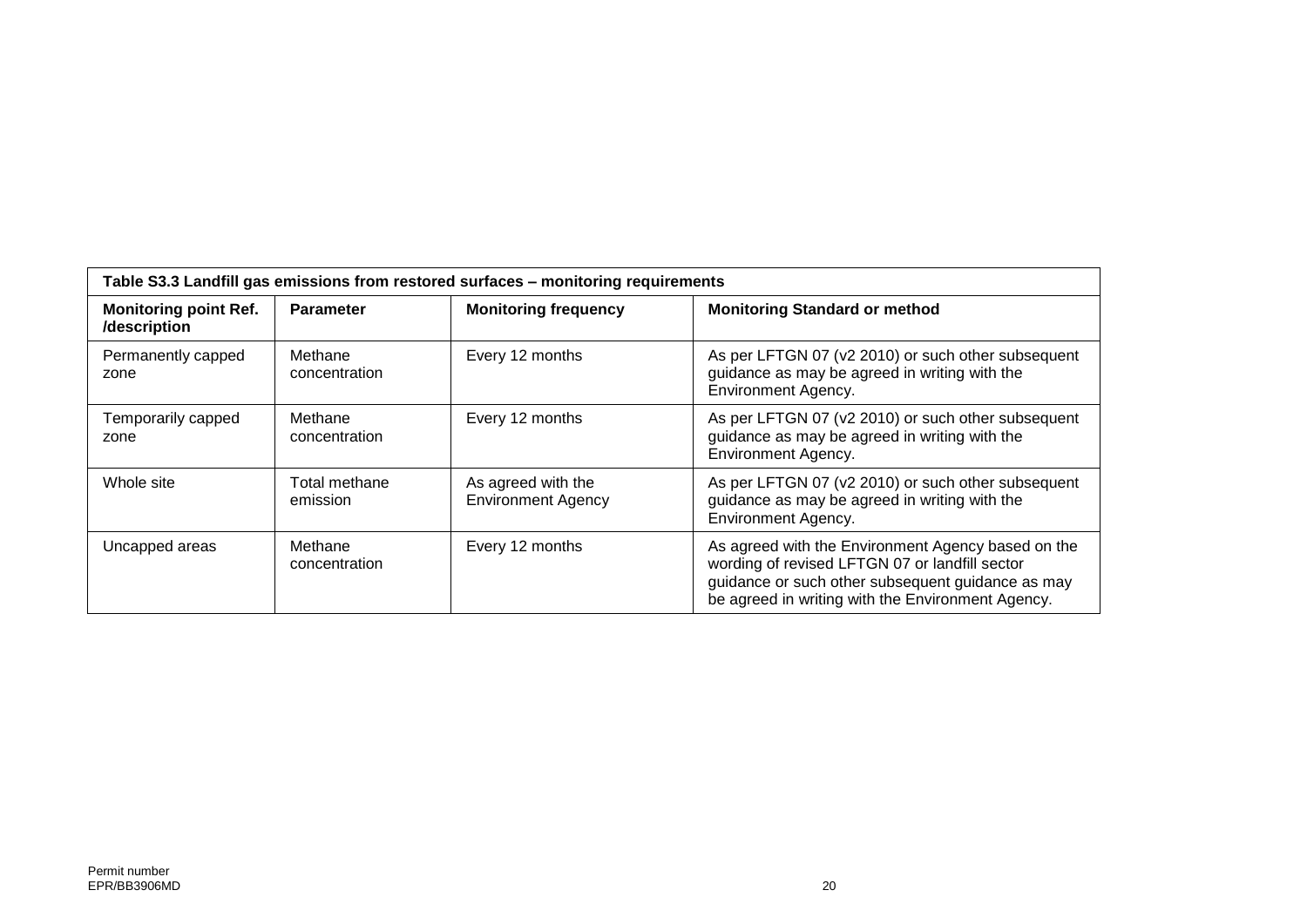| Table S3.3 Landfill gas emissions from restored surfaces – monitoring requirements | | | |
|---|---|---|---|
| **Monitoring point Ref. /description** | **Parameter** | **Monitoring frequency** | **Monitoring Standard or method** |
| Permanently capped zone | Methane concentration | Every 12 months | As per LFTGN 07 (v2 2010) or such other subsequent guidance as may be agreed in writing with the Environment Agency. |
| Temporarily capped zone | Methane concentration | Every 12 months | As per LFTGN 07 (v2 2010) or such other subsequent guidance as may be agreed in writing with the Environment Agency. |
| Whole site | Total methane emission | As agreed with the Environment Agency | As per LFTGN 07 (v2 2010) or such other subsequent guidance as may be agreed in writing with the Environment Agency. |
| Uncapped areas | Methane concentration | Every 12 months | As agreed with the Environment Agency based on the wording of revised LFTGN 07 or landfill sector guidance or such other subsequent guidance as may be agreed in writing with the Environment Agency. |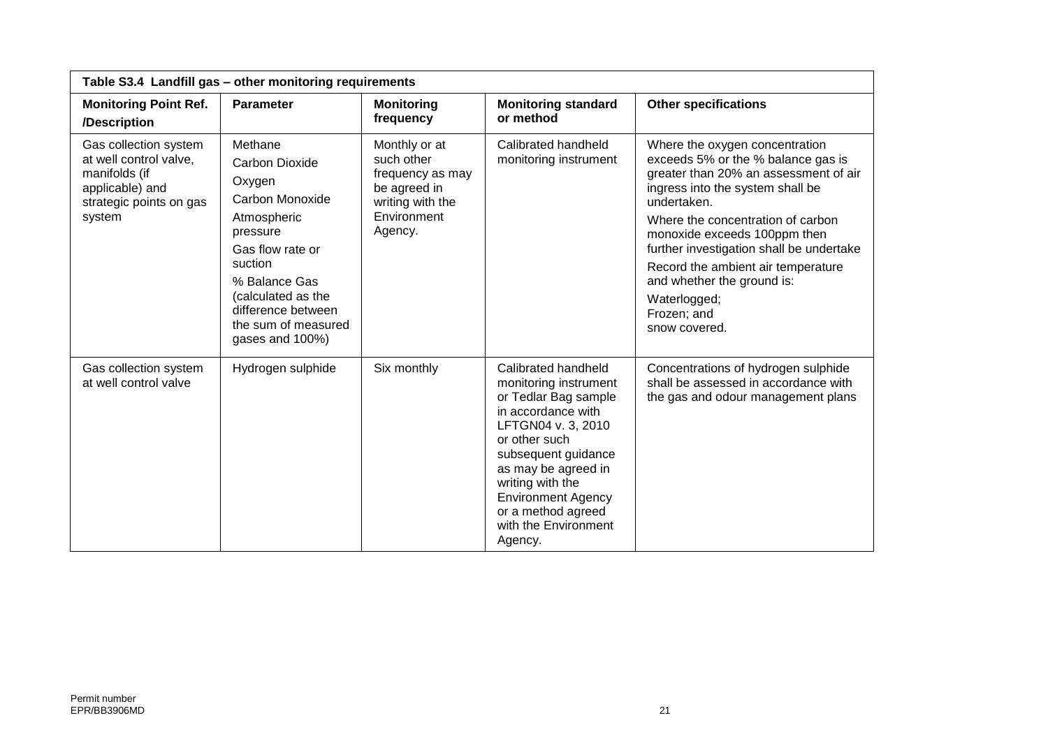| Table S3.4 Landfill gas – other monitoring requirements | | | | |
|---|---|---|---|---|
| **Monitoring Point Ref. /Description** | **Parameter** | **Monitoring frequency** | **Monitoring standard or method** | **Other specifications** |
| Gas collection system at well control valve, manifolds (if applicable) and strategic points on gas system | Methane<br>Carbon Dioxide<br>Oxygen<br>Carbon Monoxide<br>Atmospheric pressure<br>Gas flow rate or suction<br>% Balance Gas (calculated as the difference between the sum of measured gases and 100%) | Monthly or at such other frequency as may be agreed in writing with the Environment Agency. | Calibrated handheld monitoring instrument | Where the oxygen concentration exceeds 5% or the % balance gas is greater than 20% an assessment of air ingress into the system shall be undertaken.<br>Where the concentration of carbon monoxide exceeds 100ppm then further investigation shall be undertake<br>Record the ambient air temperature and whether the ground is:<br>Waterlogged;<br>Frozen; and<br>snow covered. |
| Gas collection system at well control valve | Hydrogen sulphide | Six monthly | Calibrated handheld monitoring instrument or Tedlar Bag sample in accordance with LFTGN04 v. 3, 2010 or other such subsequent guidance as may be agreed in writing with the Environment Agency or a method agreed with the Environment Agency. | Concentrations of hydrogen sulphide shall be assessed in accordance with the gas and odour management plans |

Permit number
EPR/BB3906MD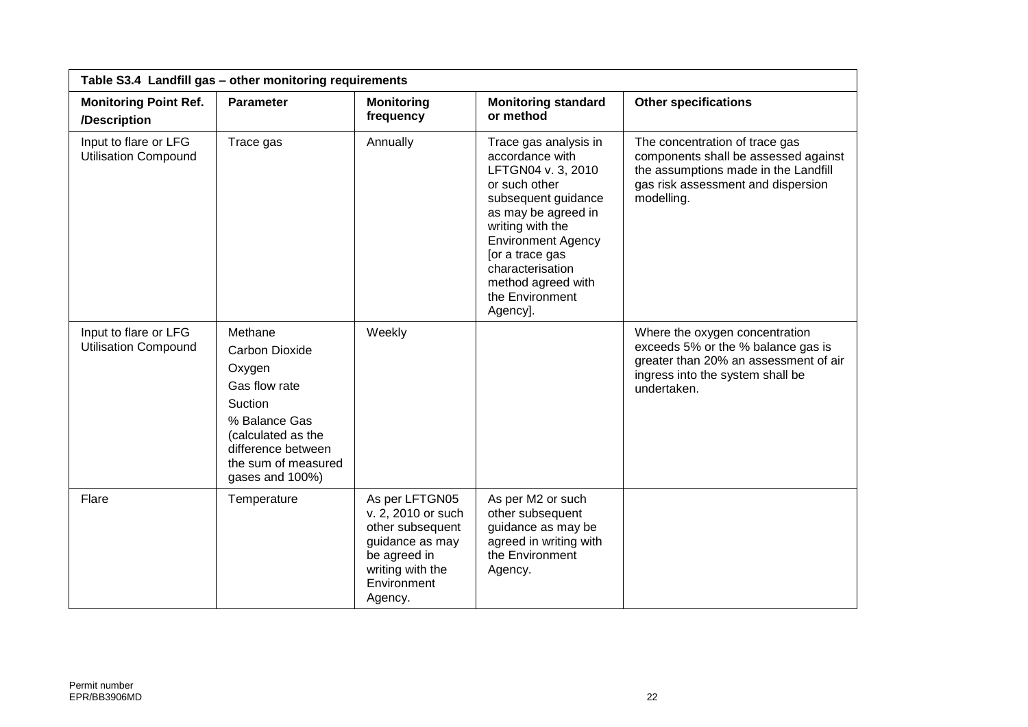| Table S3.4 Landfill gas – other monitoring requirements | | | | |
|---|---|---|---|---|
| **Monitoring Point Ref. /Description** | **Parameter** | **Monitoring frequency** | **Monitoring standard or method** | **Other specifications** |
| Input to flare or LFG Utilisation Compound | Trace gas | Annually | Trace gas analysis in accordance with LFTGN04 v. 3, 2010 or such other subsequent guidance as may be agreed in writing with the Environment Agency [or a trace gas characterisation method agreed with the Environment Agency]. | The concentration of trace gas components shall be assessed against the assumptions made in the Landfill gas risk assessment and dispersion modelling. |
| Input to flare or LFG Utilisation Compound | Methane<br>Carbon Dioxide<br>Oxygen<br>Gas flow rate<br>Suction<br>% Balance Gas (calculated as the difference between the sum of measured gases and 100%) | Weekly | | Where the oxygen concentration exceeds 5% or the % balance gas is greater than 20% an assessment of air ingress into the system shall be undertaken. |
| Flare | Temperature | As per LFTGN05 v. 2, 2010 or such other subsequent guidance as may be agreed in writing with the Environment Agency. | As per M2 or such other subsequent guidance as may be agreed in writing with the Environment Agency. | |

Permit number
EPR/BB3906MD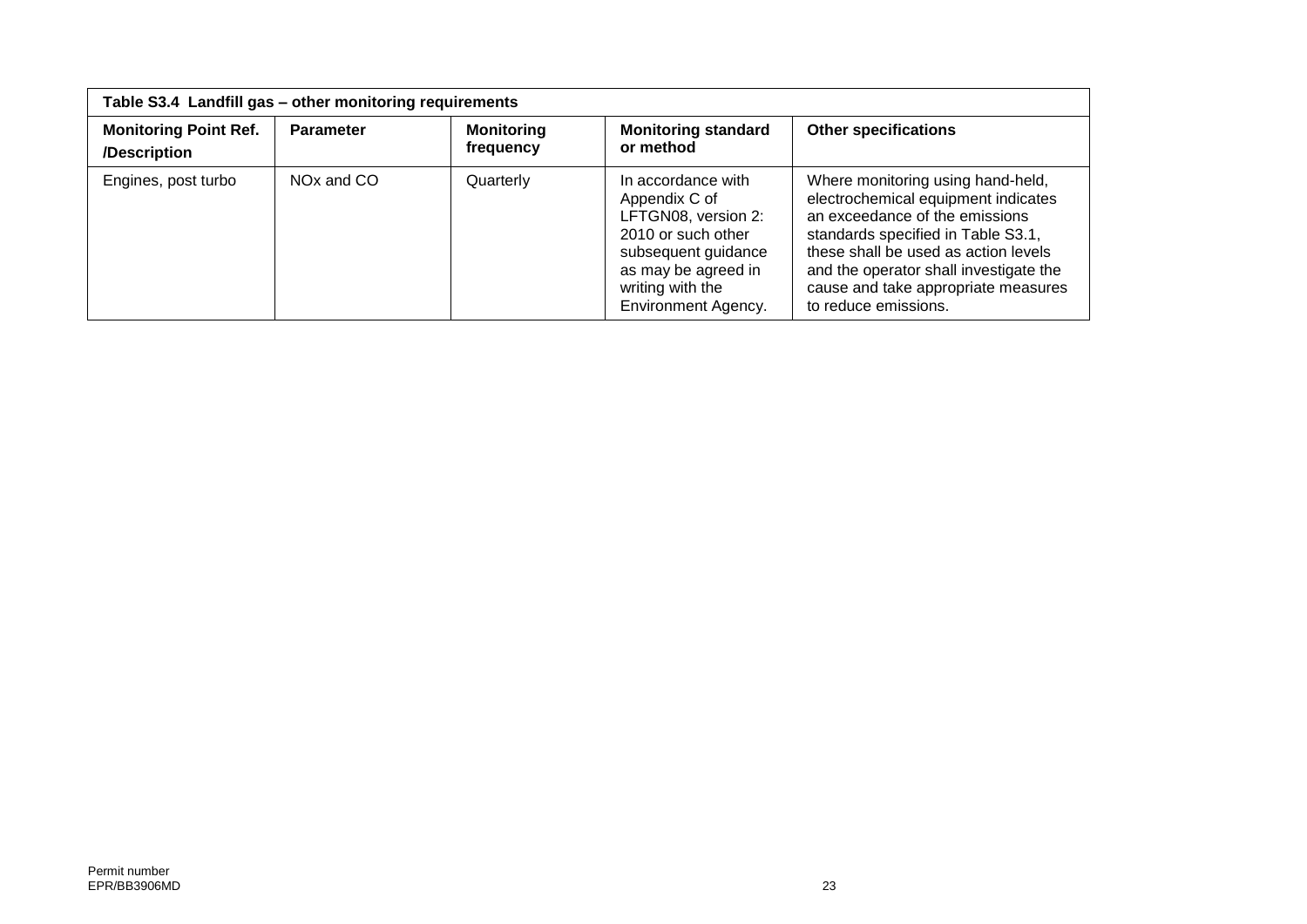| Table S3.4 Landfill gas – other monitoring requirements | | | | |
|---|---|---|---|---|
| **Monitoring Point Ref. /Description** | **Parameter** | **Monitoring frequency** | **Monitoring standard or method** | **Other specifications** |
| Engines, post turbo | NOx and CO | Quarterly | In accordance with Appendix C of LFTGN08, version 2: 2010 or such other subsequent guidance as may be agreed in writing with the Environment Agency. | Where monitoring using hand-held, electrochemical equipment indicates an exceedance of the emissions standards specified in Table S3.1, these shall be used as action levels and the operator shall investigate the cause and take appropriate measures to reduce emissions. |

Permit number
EPR/BB3906MD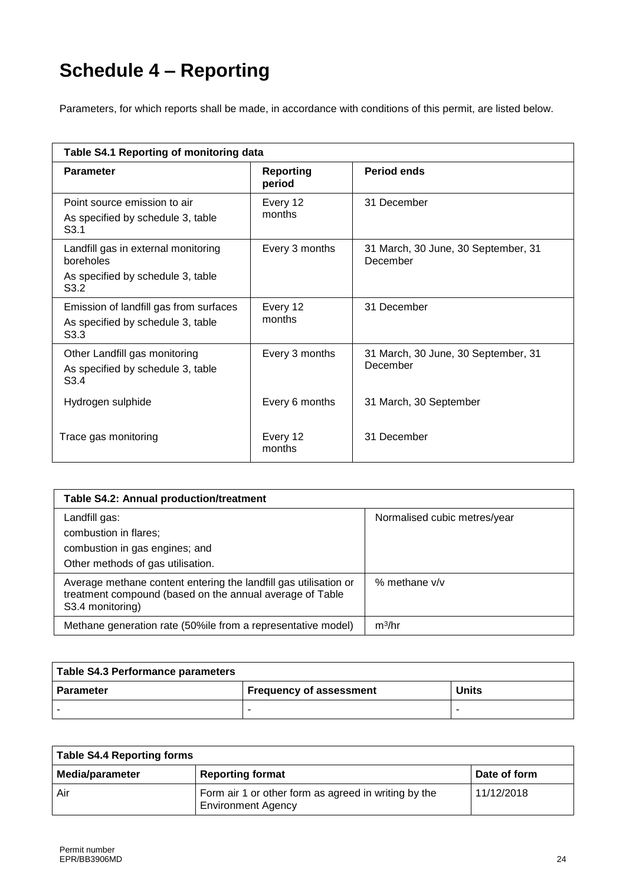# Schedule 4 – Reporting

Parameters, for which reports shall be made, in accordance with conditions of this permit, are listed below.

| Table S4.1 Reporting of monitoring data | | |
|---|---|---|
| **Parameter** | **Reporting period** | **Period ends** |
| Point source emission to air<br>As specified by schedule 3, table S3.1 | Every 12 months | 31 December |
| Landfill gas in external monitoring boreholes<br>As specified by schedule 3, table S3.2 | Every 3 months | 31 March, 30 June, 30 September, 31 December |
| Emission of landfill gas from surfaces<br>As specified by schedule 3, table S3.3 | Every 12 months | 31 December |
| Other Landfill gas monitoring<br>As specified by schedule 3, table S3.4 | Every 3 months | 31 March, 30 June, 30 September, 31 December |
| Hydrogen sulphide | Every 6 months | 31 March, 30 September |
| Trace gas monitoring | Every 12 months | 31 December |

| Table S4.2: Annual production/treatment | |
|---|---|
| Landfill gas:<br>combustion in flares;<br>combustion in gas engines; and<br>Other methods of gas utilisation. | Normalised cubic metres/year |
| Average methane content entering the landfill gas utilisation or treatment compound (based on the annual average of Table S3.4 monitoring) | % methane v/v |
| Methane generation rate (50%ile from a representative model) | $m^3$/hr |

| Table S4.3 Performance parameters | | |
|---|---|---|
| **Parameter** | **Frequency of assessment** | **Units** |
| - | - | - |

| Table S4.4 Reporting forms | | |
|---|---|---|
| **Media/parameter** | **Reporting format** | **Date of form** |
| Air | Form air 1 or other form as agreed in writing by the Environment Agency | 11/12/2018 |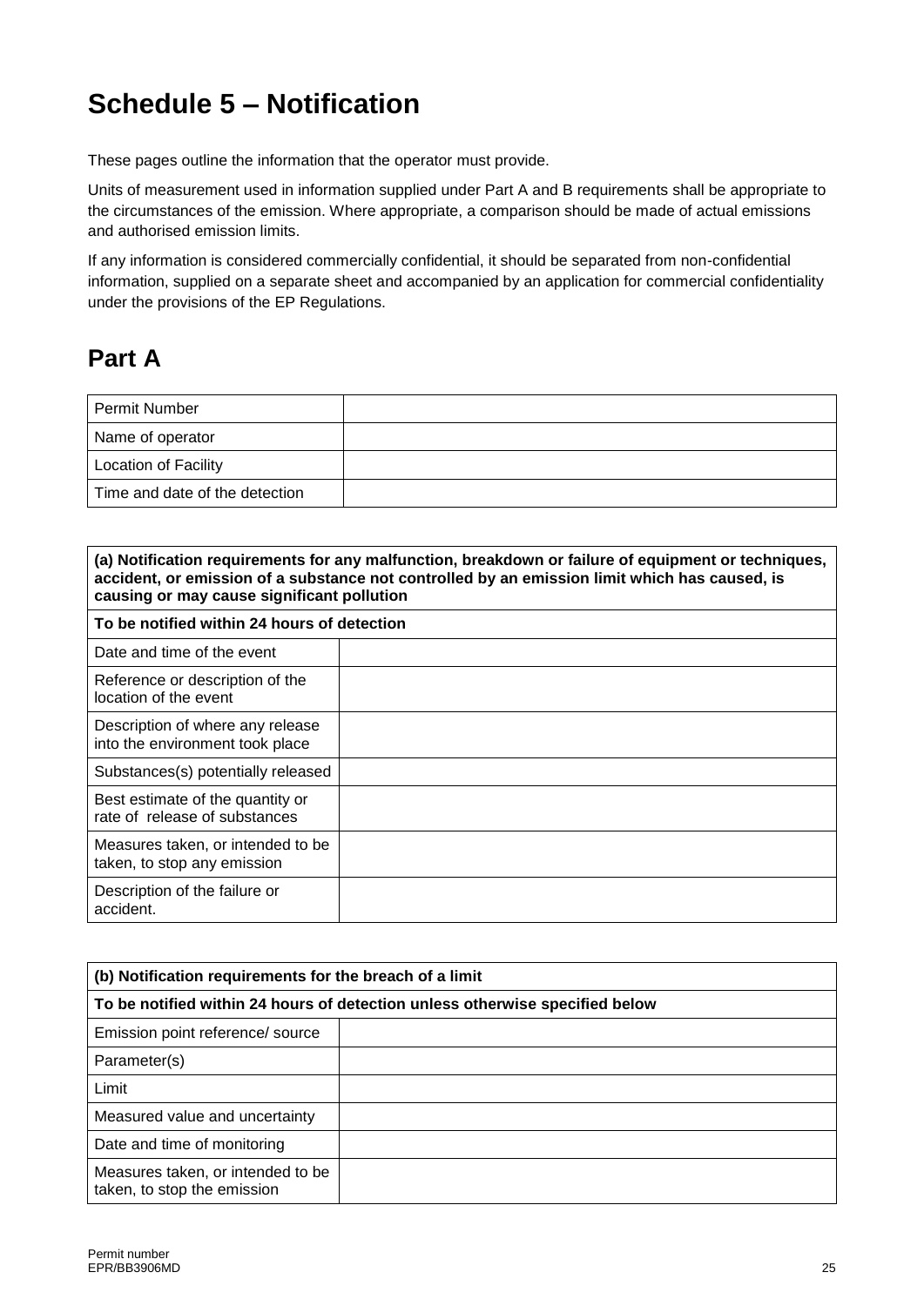# Schedule 5 – Notification

These pages outline the information that the operator must provide.

Units of measurement used in information supplied under Part A and B requirements shall be appropriate to the circumstances of the emission. Where appropriate, a comparison should be made of actual emissions and authorised emission limits.

If any information is considered commercially confidential, it should be separated from non-confidential information, supplied on a separate sheet and accompanied by an application for commercial confidentiality under the provisions of the EP Regulations.

## Part A

| Permit Number | |
|---|---|
| Name of operator | |
| Location of Facility | |
| Time and date of the detection | |

| **(a) Notification requirements for any malfunction, breakdown or failure of equipment or techniques, accident, or emission of a substance not controlled by an emission limit which has caused, is causing or may cause significant pollution** | |
|---|---|
| **To be notified within 24 hours of detection** | |
| Date and time of the event | |
| Reference or description of the location of the event | |
| Description of where any release into the environment took place | |
| Substances(s) potentially released | |
| Best estimate of the quantity or rate of release of substances | |
| Measures taken, or intended to be taken, to stop any emission | |
| Description of the failure or accident. | |

| **(b) Notification requirements for the breach of a limit** | |
|---|---|
| **To be notified within 24 hours of detection unless otherwise specified below** | |
| Emission point reference/ source | |
| Parameter(s) | |
| Limit | |
| Measured value and uncertainty | |
| Date and time of monitoring | |
| Measures taken, or intended to be taken, to stop the emission | |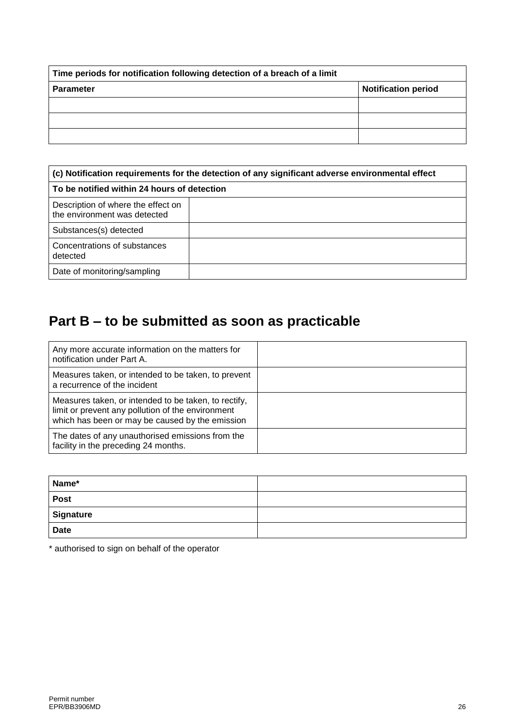| Time periods for notification following detection of a breach of a limit | |
|---|---|
| **Parameter** | **Notification period** |
| | |
| | |
| | |

| (c) Notification requirements for the detection of any significant adverse environmental effect | |
|---|---|
| **To be notified within 24 hours of detection** | |
| Description of where the effect on the environment was detected | |
| Substances(s) detected | |
| Concentrations of substances detected | |
| Date of monitoring/sampling | |

## Part B – to be submitted as soon as practicable

| | |
|---|---|
| Any more accurate information on the matters for notification under Part A. | |
| Measures taken, or intended to be taken, to prevent a recurrence of the incident | |
| Measures taken, or intended to be taken, to rectify, limit or prevent any pollution of the environment which has been or may be caused by the emission | |
| The dates of any unauthorised emissions from the facility in the preceding 24 months. | |

| | |
|---|---|
| **Name*** | |
| **Post** | |
| **Signature** | |
| **Date** | |

* authorised to sign on behalf of the operator

Permit number
EPR/BB3906MD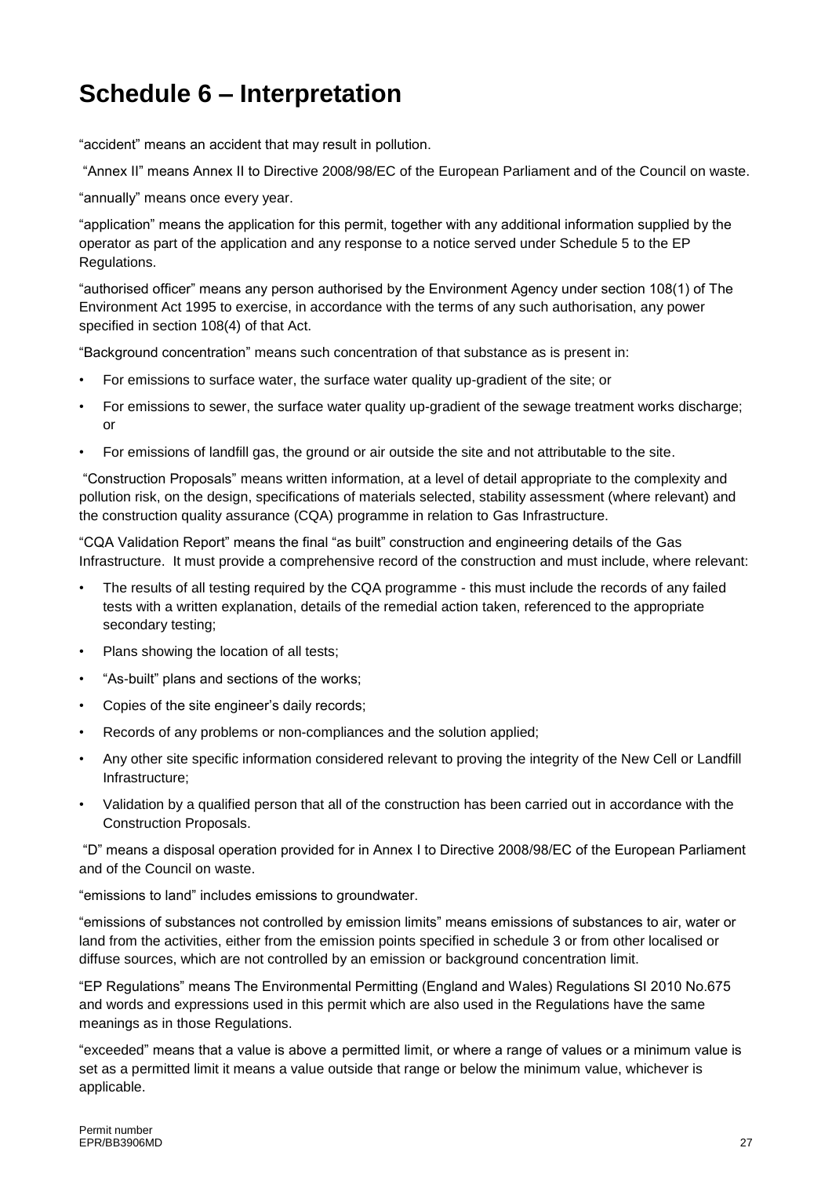# Schedule 6 – Interpretation

"accident" means an accident that may result in pollution.

"Annex II" means Annex II to Directive 2008/98/EC of the European Parliament and of the Council on waste.

"annually" means once every year.

"application" means the application for this permit, together with any additional information supplied by the operator as part of the application and any response to a notice served under Schedule 5 to the EP Regulations.

"authorised officer" means any person authorised by the Environment Agency under section 108(1) of The Environment Act 1995 to exercise, in accordance with the terms of any such authorisation, any power specified in section 108(4) of that Act.

"Background concentration" means such concentration of that substance as is present in:

- For emissions to surface water, the surface water quality up-gradient of the site; or
- For emissions to sewer, the surface water quality up-gradient of the sewage treatment works discharge; or
- For emissions of landfill gas, the ground or air outside the site and not attributable to the site.

"Construction Proposals" means written information, at a level of detail appropriate to the complexity and pollution risk, on the design, specifications of materials selected, stability assessment (where relevant) and the construction quality assurance (CQA) programme in relation to Gas Infrastructure.

"CQA Validation Report" means the final "as built" construction and engineering details of the Gas Infrastructure. It must provide a comprehensive record of the construction and must include, where relevant:

- The results of all testing required by the CQA programme - this must include the records of any failed tests with a written explanation, details of the remedial action taken, referenced to the appropriate secondary testing;
- Plans showing the location of all tests;
- "As-built" plans and sections of the works;
- Copies of the site engineer's daily records;
- Records of any problems or non-compliances and the solution applied;
- Any other site specific information considered relevant to proving the integrity of the New Cell or Landfill Infrastructure;
- Validation by a qualified person that all of the construction has been carried out in accordance with the Construction Proposals.

"D" means a disposal operation provided for in Annex I to Directive 2008/98/EC of the European Parliament and of the Council on waste.

"emissions to land" includes emissions to groundwater.

"emissions of substances not controlled by emission limits" means emissions of substances to air, water or land from the activities, either from the emission points specified in schedule 3 or from other localised or diffuse sources, which are not controlled by an emission or background concentration limit.

"EP Regulations" means The Environmental Permitting (England and Wales) Regulations SI 2010 No.675 and words and expressions used in this permit which are also used in the Regulations have the same meanings as in those Regulations.

"exceeded" means that a value is above a permitted limit, or where a range of values or a minimum value is set as a permitted limit it means a value outside that range or below the minimum value, whichever is applicable.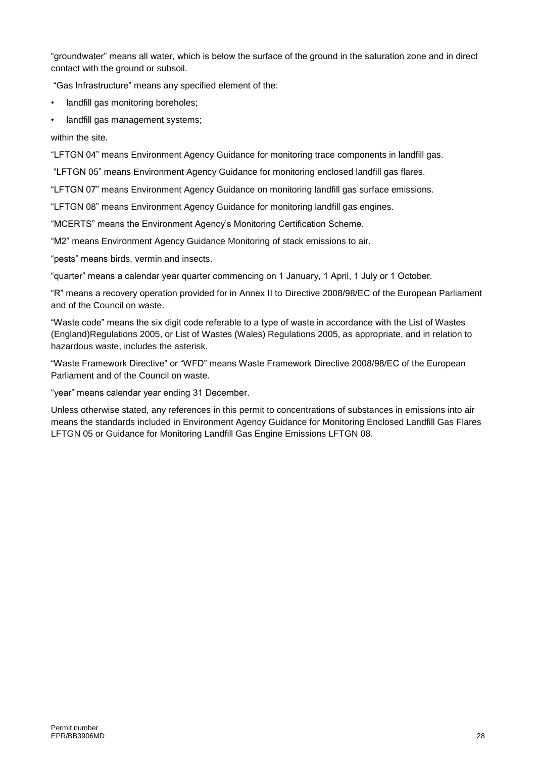"groundwater" means all water, which is below the surface of the ground in the saturation zone and in direct contact with the ground or subsoil.

"Gas Infrastructure" means any specified element of the:

- landfill gas monitoring boreholes;
- landfill gas management systems;

within the site.

"LFTGN 04" means Environment Agency Guidance for monitoring trace components in landfill gas.

"LFTGN 05" means Environment Agency Guidance for monitoring enclosed landfill gas flares.

"LFTGN 07" means Environment Agency Guidance on monitoring landfill gas surface emissions.

"LFTGN 08" means Environment Agency Guidance for monitoring landfill gas engines.

"MCERTS" means the Environment Agency's Monitoring Certification Scheme.

"M2" means Environment Agency Guidance Monitoring of stack emissions to air.

"pests" means birds, vermin and insects.

"quarter" means a calendar year quarter commencing on 1 January, 1 April, 1 July or 1 October.

"R" means a recovery operation provided for in Annex II to Directive 2008/98/EC of the European Parliament and of the Council on waste.

"Waste code" means the six digit code referable to a type of waste in accordance with the List of Wastes (England)Regulations 2005, or List of Wastes (Wales) Regulations 2005, as appropriate, and in relation to hazardous waste, includes the asterisk.

"Waste Framework Directive" or "WFD" means Waste Framework Directive 2008/98/EC of the European Parliament and of the Council on waste.

"year" means calendar year ending 31 December.

Unless otherwise stated, any references in this permit to concentrations of substances in emissions into air means the standards included in Environment Agency Guidance for Monitoring Enclosed Landfill Gas Flares LFTGN 05 or Guidance for Monitoring Landfill Gas Engine Emissions LFTGN 08.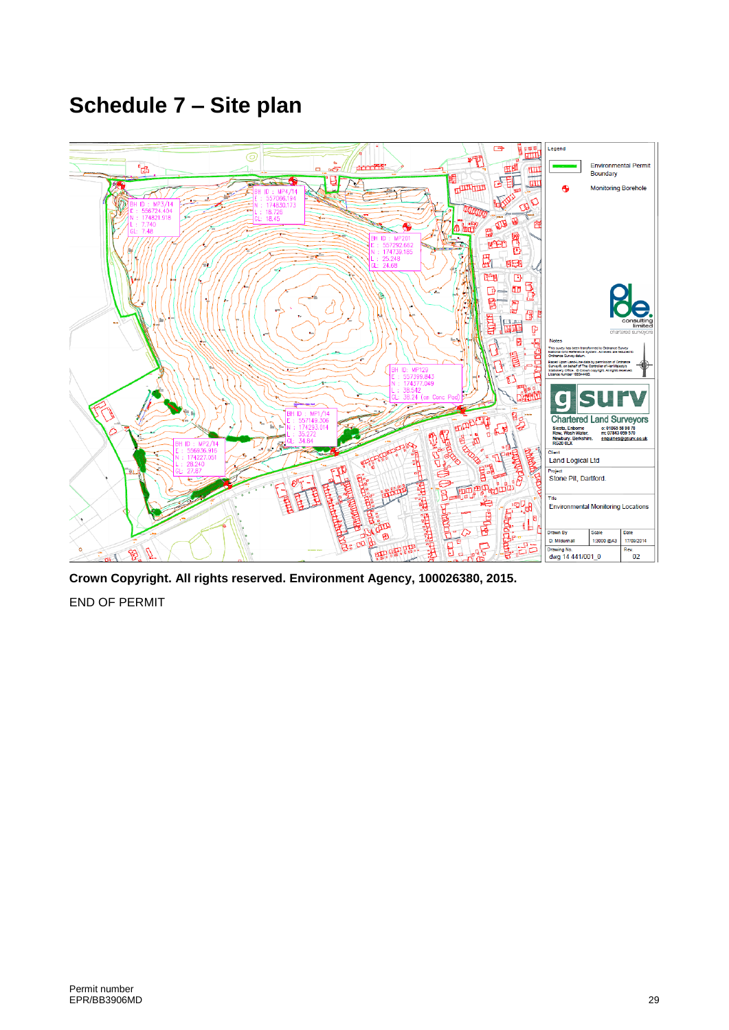# Schedule 7 – Site plan

Legend

Environmental Permit Boundary

Monitoring Borehole

BH ID : MP3/14
E : 556724.404
N : 174821.918
L : 7.740
GL: 7.48

BH ID : MP4/14
E : 557066.194
N : 174830.173
L : 18.726
GL: 18.45

BH ID : MP201
E : 557292.662
N : 174739.195
L : 25.248
GL: 24.68

BH ID: MP129
E : 557399.843
N : 174377.049
L : 38.542
GL: 38.24 (on Conc Pad)

BH ID : MP1/14
E : 557149.306
N : 174293.014
L : 35.272
GL: 34.84

BH ID : MP2/14
E : 556936.916
N : 174227.061
L : 28.240
GL: 27.87

pde consulting limited chartered surveyors

gsurv Chartered Land Surveyors

Client: Land Logical Ltd

Project: Stone Pit, Dartford

Title: Environmental Monitoring Locations

Drawn By: D. Mildenhall | Scale: 1:3000 @A3 | Date: 17/09/2014

Drawing No.: dwg 14 441/001_0 | Rev. 02

**Crown Copyright. All rights reserved. Environment Agency, 100026380, 2015.**

END OF PERMIT